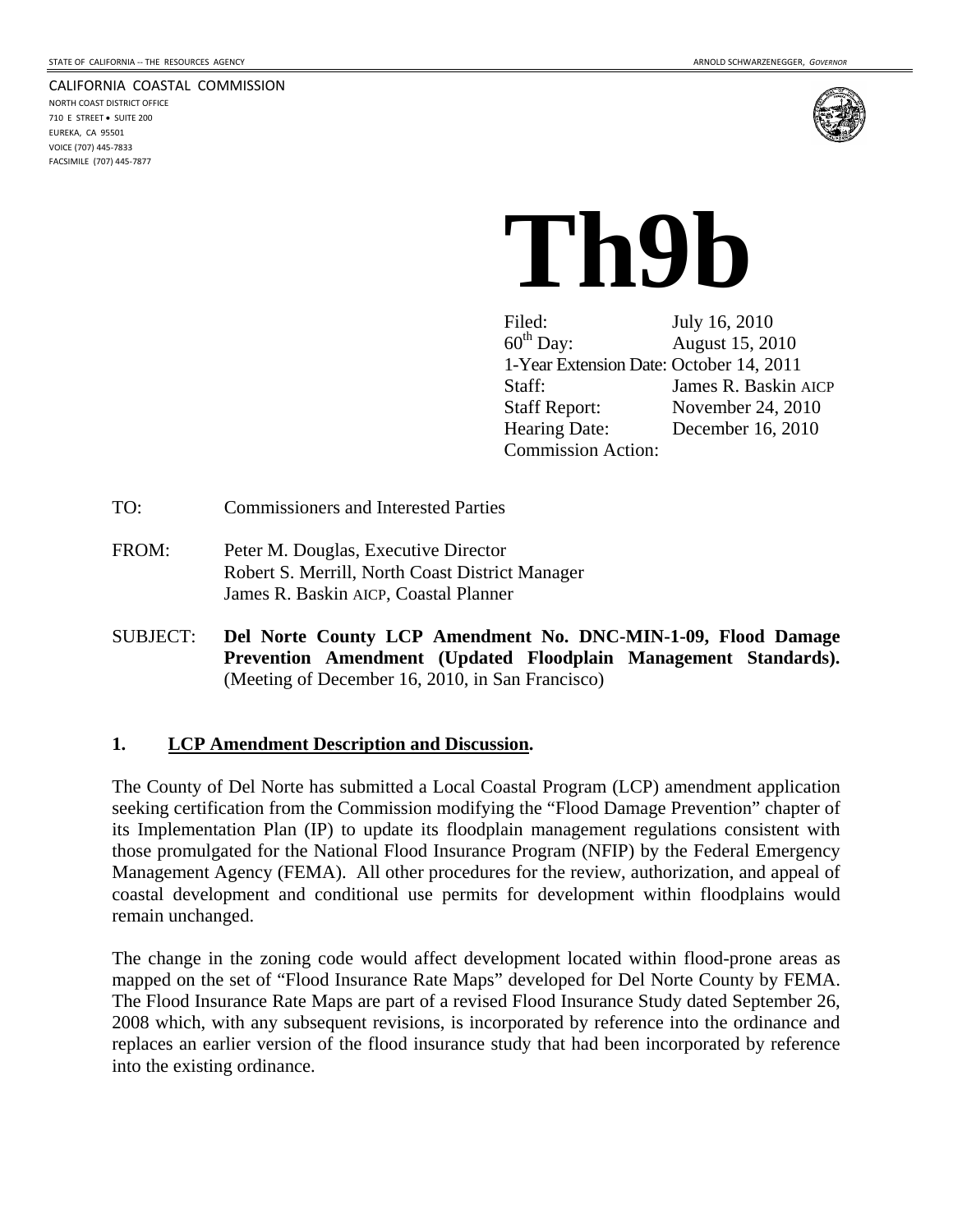STATE OF CALIFORNIA -- THE RESOURCES AGENCY

ARNOLD SCHWARZENEGGER, *GOVERNOR*

CALIFORNIA COASTAL COMMISSION
NORTH COAST DISTRICT OFFICE
710 E STREET • SUITE 200
EUREKA, CA 95501
VOICE (707) 445-7833
FACSIMILE (707) 445-7877

# Th9b

Filed: July 16, 2010
60th Day: August 15, 2010
1-Year Extension Date: October 14, 2011
Staff: James R. Baskin AICP
Staff Report: November 24, 2010
Hearing Date: December 16, 2010
Commission Action:

TO: Commissioners and Interested Parties

FROM: Peter M. Douglas, Executive Director
Robert S. Merrill, North Coast District Manager
James R. Baskin AICP, Coastal Planner

SUBJECT: **Del Norte County LCP Amendment No. DNC-MIN-1-09, Flood Damage Prevention Amendment (Updated Floodplain Management Standards).** (Meeting of December 16, 2010, in San Francisco)

## 1. LCP Amendment Description and Discussion.

The County of Del Norte has submitted a Local Coastal Program (LCP) amendment application seeking certification from the Commission modifying the "Flood Damage Prevention" chapter of its Implementation Plan (IP) to update its floodplain management regulations consistent with those promulgated for the National Flood Insurance Program (NFIP) by the Federal Emergency Management Agency (FEMA). All other procedures for the review, authorization, and appeal of coastal development and conditional use permits for development within floodplains would remain unchanged.

The change in the zoning code would affect development located within flood-prone areas as mapped on the set of "Flood Insurance Rate Maps" developed for Del Norte County by FEMA. The Flood Insurance Rate Maps are part of a revised Flood Insurance Study dated September 26, 2008 which, with any subsequent revisions, is incorporated by reference into the ordinance and replaces an earlier version of the flood insurance study that had been incorporated by reference into the existing ordinance.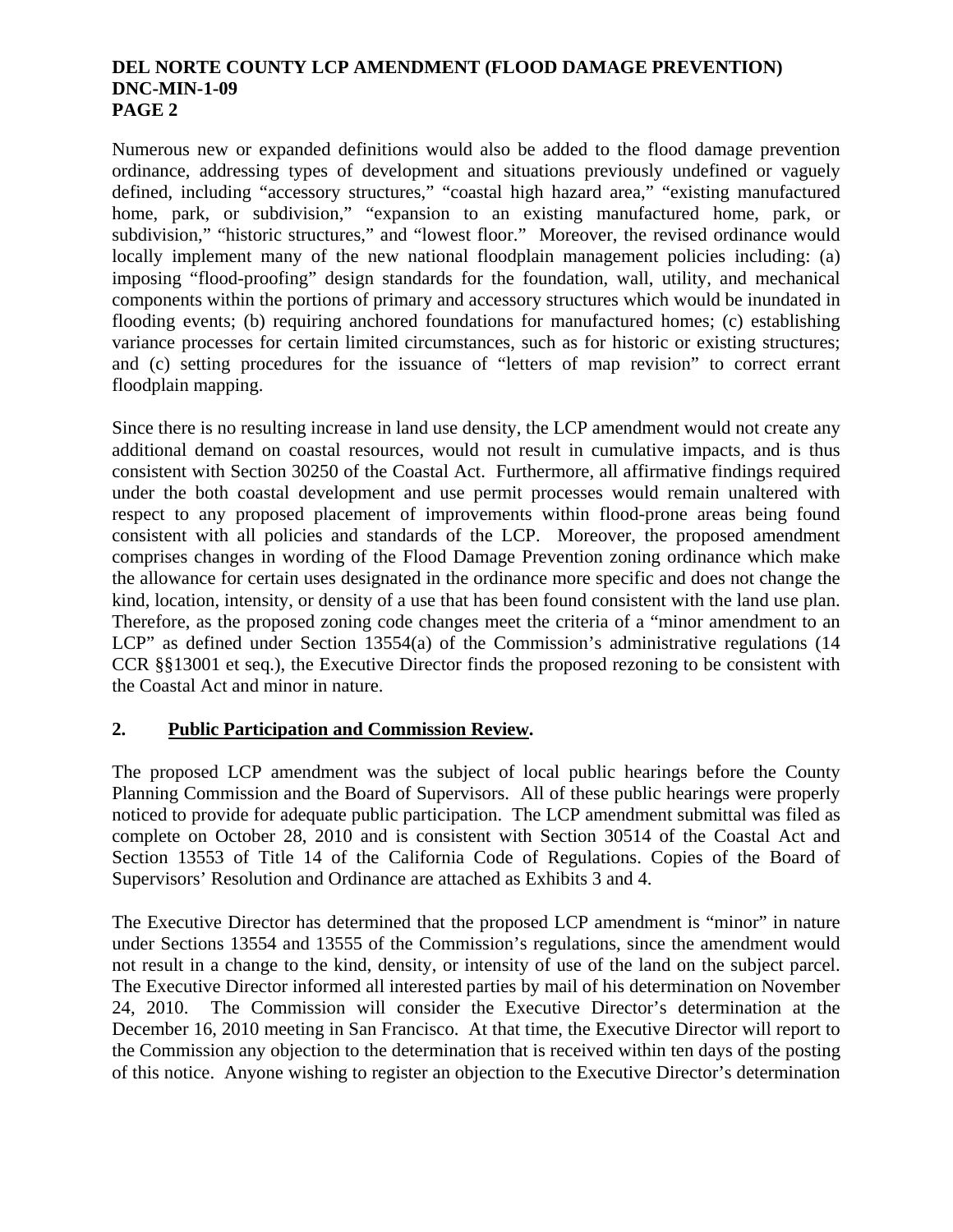Numerous new or expanded definitions would also be added to the flood damage prevention ordinance, addressing types of development and situations previously undefined or vaguely defined, including "accessory structures," "coastal high hazard area," "existing manufactured home, park, or subdivision," "expansion to an existing manufactured home, park, or subdivision," "historic structures," and "lowest floor." Moreover, the revised ordinance would locally implement many of the new national floodplain management policies including: (a) imposing "flood-proofing" design standards for the foundation, wall, utility, and mechanical components within the portions of primary and accessory structures which would be inundated in flooding events; (b) requiring anchored foundations for manufactured homes; (c) establishing variance processes for certain limited circumstances, such as for historic or existing structures; and (c) setting procedures for the issuance of "letters of map revision" to correct errant floodplain mapping.

Since there is no resulting increase in land use density, the LCP amendment would not create any additional demand on coastal resources, would not result in cumulative impacts, and is thus consistent with Section 30250 of the Coastal Act. Furthermore, all affirmative findings required under the both coastal development and use permit processes would remain unaltered with respect to any proposed placement of improvements within flood-prone areas being found consistent with all policies and standards of the LCP. Moreover, the proposed amendment comprises changes in wording of the Flood Damage Prevention zoning ordinance which make the allowance for certain uses designated in the ordinance more specific and does not change the kind, location, intensity, or density of a use that has been found consistent with the land use plan. Therefore, as the proposed zoning code changes meet the criteria of a "minor amendment to an LCP" as defined under Section 13554(a) of the Commission's administrative regulations (14 CCR §§13001 et seq.), the Executive Director finds the proposed rezoning to be consistent with the Coastal Act and minor in nature.

## 2. Public Participation and Commission Review.

The proposed LCP amendment was the subject of local public hearings before the County Planning Commission and the Board of Supervisors. All of these public hearings were properly noticed to provide for adequate public participation. The LCP amendment submittal was filed as complete on October 28, 2010 and is consistent with Section 30514 of the Coastal Act and Section 13553 of Title 14 of the California Code of Regulations. Copies of the Board of Supervisors' Resolution and Ordinance are attached as Exhibits 3 and 4.

The Executive Director has determined that the proposed LCP amendment is "minor" in nature under Sections 13554 and 13555 of the Commission's regulations, since the amendment would not result in a change to the kind, density, or intensity of use of the land on the subject parcel. The Executive Director informed all interested parties by mail of his determination on November 24, 2010. The Commission will consider the Executive Director's determination at the December 16, 2010 meeting in San Francisco. At that time, the Executive Director will report to the Commission any objection to the determination that is received within ten days of the posting of this notice. Anyone wishing to register an objection to the Executive Director's determination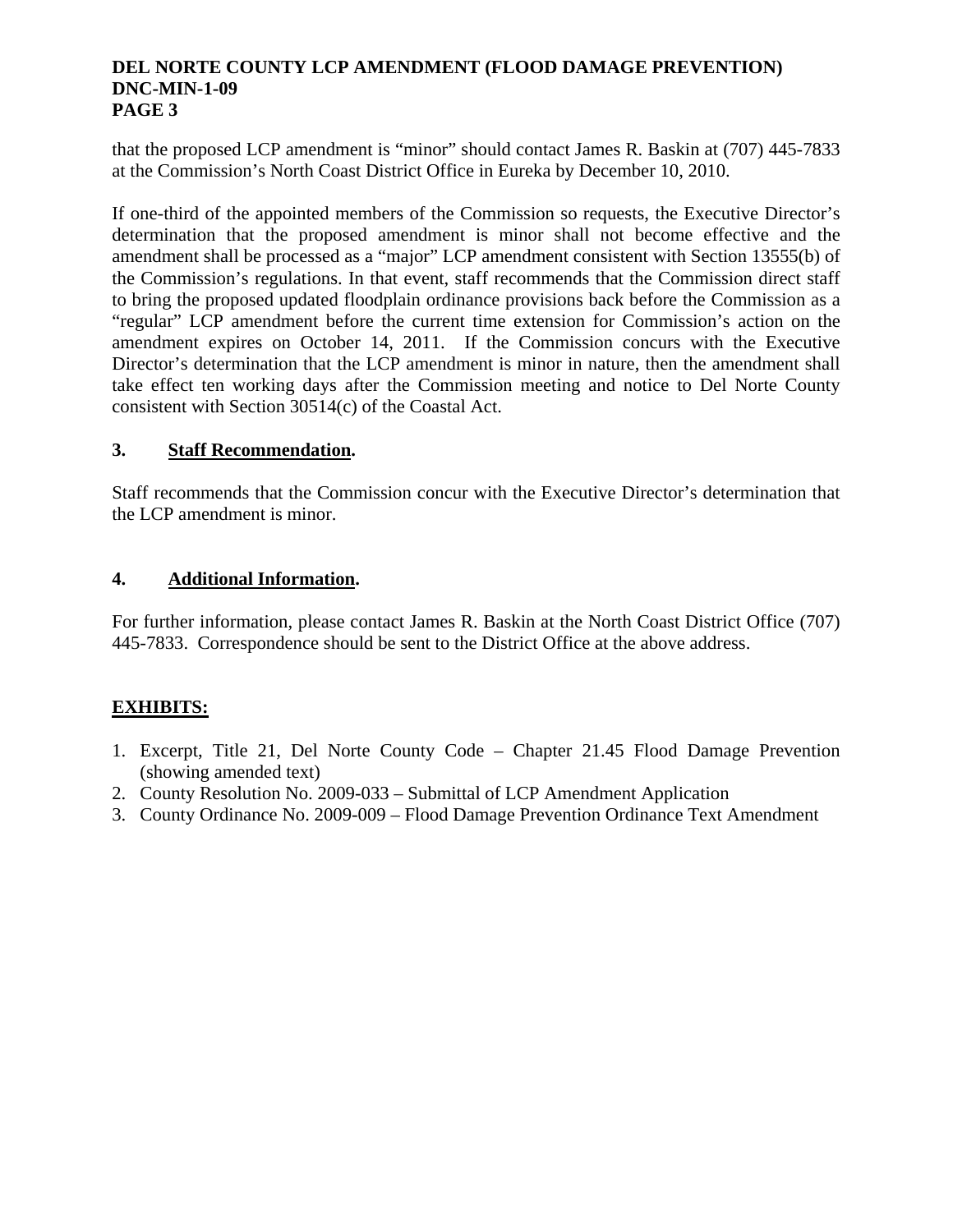that the proposed LCP amendment is "minor" should contact James R. Baskin at (707) 445-7833 at the Commission's North Coast District Office in Eureka by December 10, 2010.

If one-third of the appointed members of the Commission so requests, the Executive Director's determination that the proposed amendment is minor shall not become effective and the amendment shall be processed as a "major" LCP amendment consistent with Section 13555(b) of the Commission's regulations. In that event, staff recommends that the Commission direct staff to bring the proposed updated floodplain ordinance provisions back before the Commission as a "regular" LCP amendment before the current time extension for Commission's action on the amendment expires on October 14, 2011. If the Commission concurs with the Executive Director's determination that the LCP amendment is minor in nature, then the amendment shall take effect ten working days after the Commission meeting and notice to Del Norte County consistent with Section 30514(c) of the Coastal Act.

### 3. **Staff Recommendation.**

Staff recommends that the Commission concur with the Executive Director's determination that the LCP amendment is minor.

### 4. **Additional Information.**

For further information, please contact James R. Baskin at the North Coast District Office (707) 445-7833. Correspondence should be sent to the District Office at the above address.

**EXHIBITS:**

1. Excerpt, Title 21, Del Norte County Code – Chapter 21.45 Flood Damage Prevention (showing amended text)
2. County Resolution No. 2009-033 – Submittal of LCP Amendment Application
3. County Ordinance No. 2009-009 – Flood Damage Prevention Ordinance Text Amendment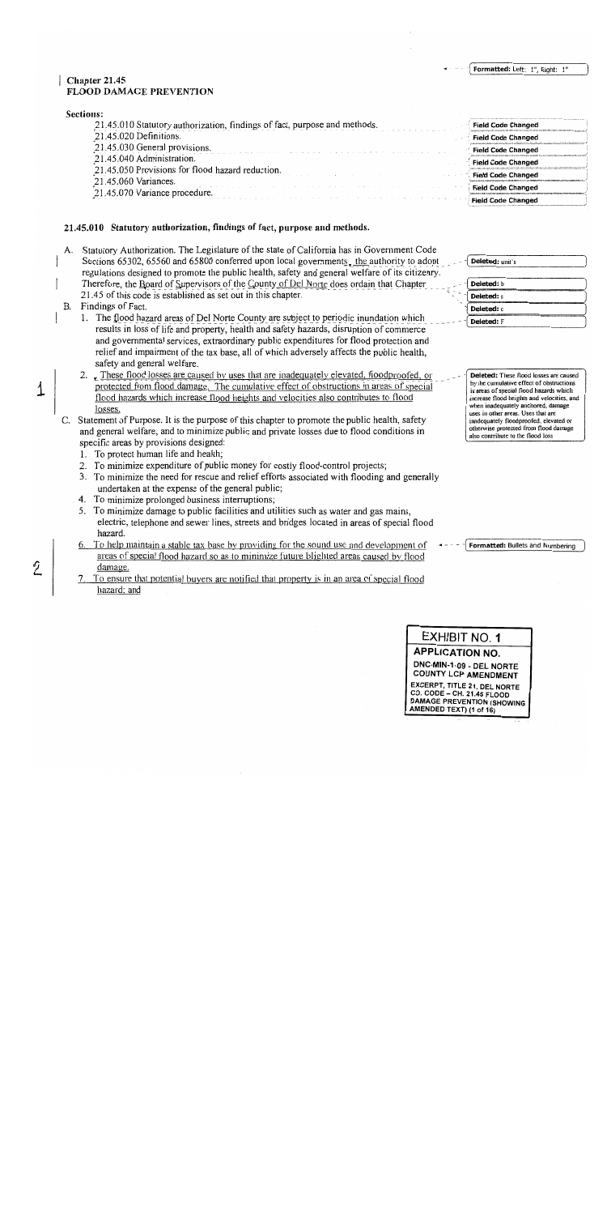# Chapter 21.45
## FLOOD DAMAGE PREVENTION

**Sections:**

- 21.45.010 Statutory authorization, findings of fact, purpose and methods.
- 21.45.020 Definitions.
- 21.45.030 General provisions.
- 21.45.040 Administration.
- 21.45.050 Provisions for flood hazard reduction.
- 21.45.060 Variances.
- 21.45.070 Variance procedure.

### 21.45.010 Statutory authorization, findings of fact, purpose and methods.

A. Statutory Authorization. The Legislature of the state of California has in Government Code Sections 65302, 65560 and 65800 conferred upon local governments, the authority to adopt regulations designed to promote the public health, safety and general welfare of its citizenry. Therefore, the Board of Supervisors of the County of Del Norte does ordain that Chapter 21.45 of this code is established as set out in this chapter.

B. Findings of Fact.

1. The flood hazard areas of Del Norte County are subject to periodic inundation which results in loss of life and property, health and safety hazards, disruption of commerce and governmental services, extraordinary public expenditures for flood protection and relief and impairment of the tax base, all of which adversely affects the public health, safety and general welfare.
2. These flood losses are caused by uses that are inadequately elevated, floodproofed, or protected from flood damage. The cumulative effect of obstructions in areas of special flood hazards which increase flood heights and velocities also contributes to flood losses.

C. Statement of Purpose. It is the purpose of this chapter to promote the public health, safety and general welfare, and to minimize public and private losses due to flood conditions in specific areas by provisions designed:

1. To protect human life and health;
2. To minimize expenditure of public money for costly flood-control projects;
3. To minimize the need for rescue and relief efforts associated with flooding and generally undertaken at the expense of the general public;
4. To minimize prolonged business interruptions;
5. To minimize damage to public facilities and utilities such as water and gas mains, electric, telephone and sewer lines, streets and bridges located in areas of special flood hazard.
6. To help maintain a stable tax base by providing for the sound use and development of areas of special flood hazard so as to minimize future blighted areas caused by flood damage.
7. To ensure that potential buyers are notified that property is in an area of special flood hazard; and

EXHIBIT NO. 1

APPLICATION NO.

DNC-MIN-1-09 - DEL NORTE COUNTY LCP AMENDMENT

EXCERPT, TITLE 21, DEL NORTE CO. CODE – CH. 21.45 FLOOD DAMAGE PREVENTION (SHOWING AMENDED TEXT) (1 of 16)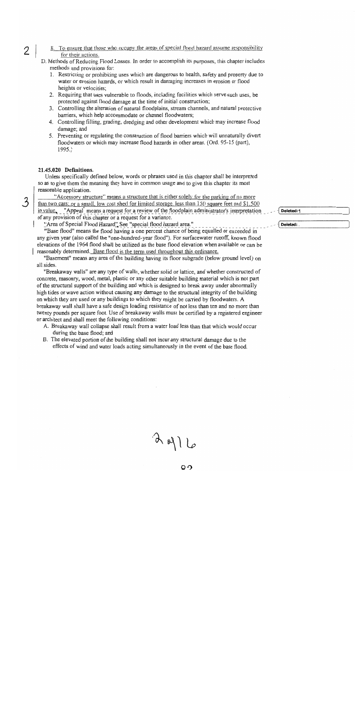8. To ensure that those who occupy the areas of special flood hazard assume responsibility for their actions.

D. Methods of Reducing Flood Losses. In order to accomplish its purposes, this chapter includes methods and provisions for:

1. Restricting or prohibiting uses which are dangerous to health, safety and property due to water or erosion hazards, or which result in damaging increases in erosion or flood heights or velocities;
2. Requiring that uses vulnerable to floods, including facilities which serve such uses, be protected against flood damage at the time of initial construction;
3. Controlling the alteration of natural floodplains, stream channels, and natural protective barriers, which help accommodate or channel floodwaters;
4. Controlling filling, grading, dredging and other development which may increase flood damage; and
5. Preventing or regulating the construction of flood barriers which will unnaturally divert floodwaters or which may increase flood hazards in other areas. (Ord. 95-15 (part), 1995.)

**21.45.020 Definitions.**

Unless specifically defined below, words or phrases used in this chapter shall be interpreted so as to give them the meaning they have in common usage and to give this chapter its most reasonable application.

"Accessory structure" means a structure that is either solely for the parking of no more than two cars, or a small, low cost shed for limited storage, less than 150 square feet and $1,500 in value. "Appeal" means a request for a review of the floodplain administrator's interpretation of any provision of this chapter or a request for a variance.

"Area of Special Flood Hazard". See "special flood hazard area."

"Base flood" means the flood having a one percent chance of being equalled or exceeded in any given year (also called the "one-hundred-year flood"). For surfacewater runoff, known flood elevations of the 1964 flood shall be utilized as the base flood elevation when available or can be reasonably determined. Base flood is the term used throughout this ordinance.

"Basement" means any area of the building having its floor subgrade (below ground level) on all sides.

"Breakaway walls" are any type of walls, whether solid or lattice, and whether constructed of concrete, masonry, wood, metal, plastic or any other suitable building material which is not part of the structural support of the building and which is designed to break away under abnormally high tides or wave action without causing any damage to the structural integrity of the building on which they are used or any buildings to which they might be carried by floodwaters. A breakaway wall shall have a safe design loading resistance of not less than ten and no more than twenty pounds per square foot. Use of breakaway walls must be certified by a registered engineer or architect and shall meet the following conditions:

A. Breakaway wall collapse shall result from a water load less than that which would occur during the base flood; and
B. The elevated portion of the building shall not incur any structural damage due to the effects of wind and water loads acting simultaneously in the event of the base flood.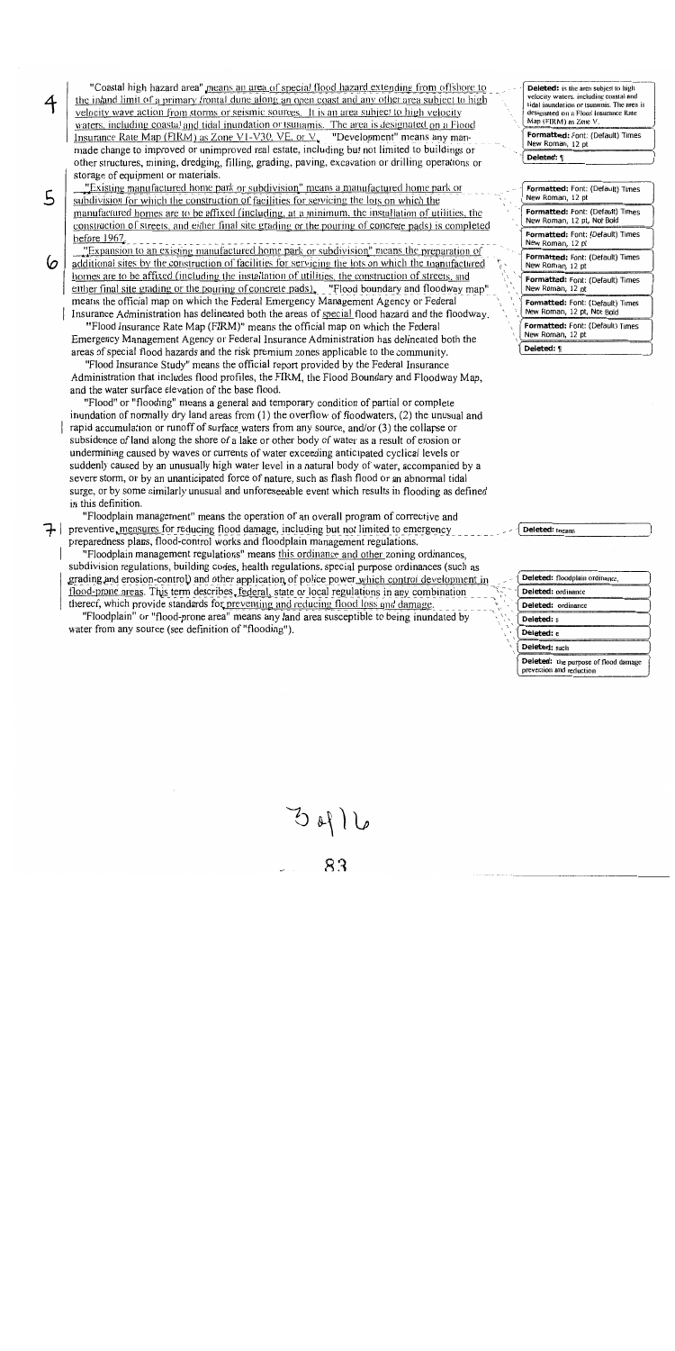"Coastal high hazard area" means an area of special flood hazard extending from offshore to the inland limit of a primary frontal dune along an open coast and any other area subject to high velocity wave action from storms or seismic sources. It is an area subject to high velocity waters, including coastal and tidal inundation or tsunamis. The area is designated on a Flood Insurance Rate Map (FIRM) as Zone V1-V30, VE, or V. "Development" means any man-made change to improved or unimproved real estate, including but not limited to buildings or other structures, mining, dredging, filling, grading, paving, excavation or drilling operations or storage of equipment or materials.

"Existing manufactured home park or subdivision" means a manufactured home park or subdivision for which the construction of facilities for servicing the lots on which the manufactured homes are to be affixed (including, at a minimum, the installation of utilities, the construction of streets, and either final site grading or the pouring of concrete pads) is completed before 1967.

"Expansion to an existing manufactured home park or subdivision" means the preparation of additional sites by the construction of facilities for servicing the lots on which the manufactured homes are to be affixed (including the installation of utilities, the construction of streets, and either final site grading or the pouring of concrete pads). "Flood boundary and floodway map" means the official map on which the Federal Emergency Management Agency or Federal Insurance Administration has delineated both the areas of special flood hazard and the floodway.

"Flood Insurance Rate Map (FIRM)" means the official map on which the Federal Emergency Management Agency or Federal Insurance Administration has delineated both the areas of special flood hazards and the risk premium zones applicable to the community.

"Flood Insurance Study" means the official report provided by the Federal Insurance Administration that includes flood profiles, the FIRM, the Flood Boundary and Floodway Map, and the water surface elevation of the base flood.

"Flood" or "flooding" means a general and temporary condition of partial or complete inundation of normally dry land areas from (1) the overflow of floodwaters, (2) the unusual and rapid accumulation or runoff of surface waters from any source, and/or (3) the collapse or subsidence of land along the shore of a lake or other body of water as a result of erosion or undermining caused by waves or currents of water exceeding anticipated cyclical levels or suddenly caused by an unusually high water level in a natural body of water, accompanied by a severe storm, or by an unanticipated force of nature, such as flash flood or an abnormal tidal surge, or by some similarly unusual and unforeseeable event which results in flooding as defined in this definition.

"Floodplain management" means the operation of an overall program of corrective and preventive measures for reducing flood damage, including but not limited to emergency preparedness plans, flood-control works and floodplain management regulations.

"Floodplain management regulations" means this ordinance and other zoning ordinances, subdivision regulations, building codes, health regulations, special purpose ordinances (such as grading and erosion-control) and other application of police power which control development in flood-prone areas. This term describes federal, state or local regulations in any combination thereof, which provide standards for preventing and reducing flood loss and damage.

"Floodplain" or "flood-prone area" means any land area susceptible to being inundated by water from any source (see definition of "flooding").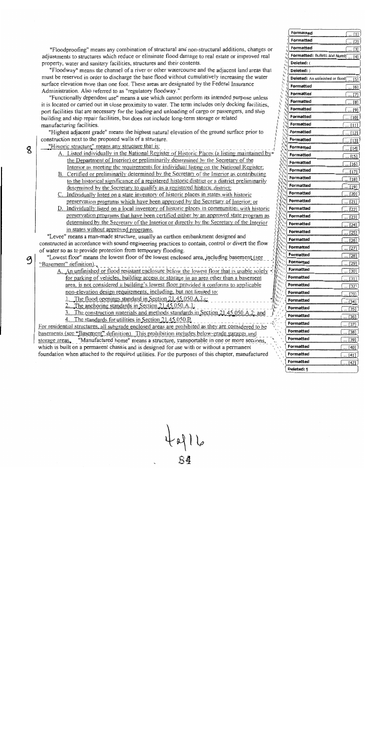"Floodproofing" means any combination of structural and non-structural additions, changes or adjustments to structures which reduce or eliminate flood damage to real estate or improved real property, water and sanitary facilities, structures and their contents.

"Floodway" means the channel of a river or other watercourse and the adjacent land areas that must be reserved in order to discharge the base flood without cumulatively increasing the water surface elevation more than one foot. These areas are designated by the Federal Insurance Administration. Also referred to as "regulatory floodway."

"Functionally dependent use" means a use which cannot perform its intended purpose unless it is located or carried out in close proximity to water. The term includes only docking facilities, port facilities that are necessary for the loading and unloading of cargo or passengers, and ship building and ship repair facilities, but does not include long-term storage or related manufacturing facilities.

"Highest adjacent grade" means the highest natural elevation of the ground surface prior to construction next to the proposed walls of a structure.

"Historic structure" means any structure that is:

A. Listed individually in the National Register of Historic Places (a listing maintained by the Department of Interior) or preliminarily determined by the Secretary of the Interior as meeting the requirements for individual listing on the National Register;

B. Certified or preliminarily determined by the Secretary of the Interior as contributing to the historical significance of a registered historic district or a district preliminarily determined by the Secretary to qualify as a registered historic district;

C. Individually listed on a state inventory of historic places in states with historic preservation programs which have been approved by the Secretary of Interior; or

D. Individually listed on a local inventory of historic places in communities with historic preservation programs that have been certified either by an approved state program as determined by the Secretary of the Interior or directly by the Secretary of the Interior in states without approved programs.

"Levee" means a man-made structure, usually an earthen embankment designed and constructed in accordance with sound engineering practices to contain, control or divert the flow of water so as to provide protection from temporary flooding.

"Lowest floor" means the lowest floor of the lowest enclosed area, including basement (see "Basement" definition).

A. An unfinished or flood resistant enclosure below the lowest floor that is usable solely for parking of vehicles, building access or storage in an area other than a basement area, is not considered a building's lowest floor provided it conforms to applicable non-elevation design requirements, including, but not limited to:

1. The flood openings standard in Section 21.45.050.A.3.c;
2. The anchoring standards in Section 21.45.050.A.1;
3. The construction materials and methods standards in Section 21.45.050.A.2; and
4. The standards for utilities in Section 21.45.050.B.

For residential structures, all subgrade enclosed areas are prohibited as they are considered to be basements (see "Basement" definition). This prohibition includes below-grade garages and storage areas.

"Manufactured home" means a structure, transportable in one or more sections, which is built on a permanent chassis and is designed for use with or without a permanent foundation when attached to the required utilities. For the purposes of this chapter, manufactured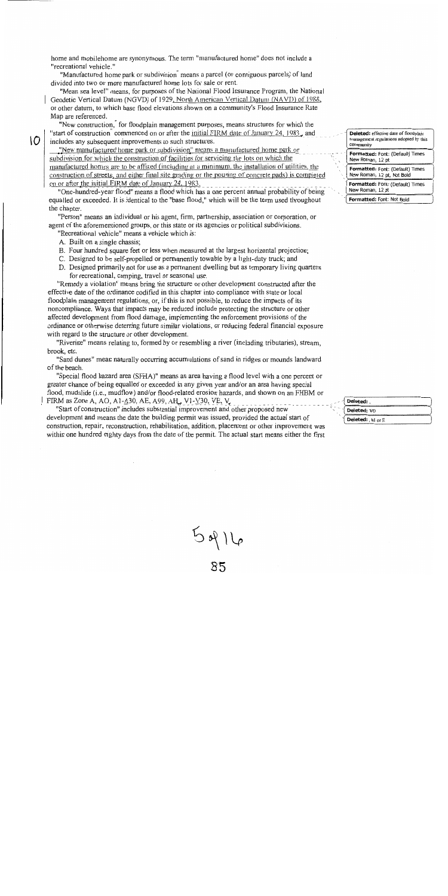home and mobilehome are synonymous. The term "manufactured home" does not include a "recreational vehicle."

"Manufactured home park or subdivision" means a parcel (or contiguous parcels) of land divided into two or more manufactured home lots for sale or rent.

"Mean sea level" means, for purposes of the National Flood Insurance Program, the National Geodetic Vertical Datum (NGVD) of 1929, North American Vertical Datum (NAVD) of 1988, or other datum, to which base flood elevations shown on a community's Flood Insurance Rate Map are referenced.

"New construction," for floodplain management purposes, means structures for which the "start of construction" commenced on or after the initial FIRM date of January 24, 1983, and includes any subsequent improvements to such structures.

"New manufactured home park or subdivision" means a manufactured home park or subdivision for which the construction of facilities for servicing the lots on which the manufactured homes are to be affixed (including at a minimum, the installation of utilities, the construction of streets, and either final site grading or the pouring of concrete pads) is completed on or after the initial FIRM date of January 24, 1983.

"One-hundred-year flood" means a flood which has a one percent annual probability of being equalled or exceeded. It is identical to the "base flood," which will be the term used throughout the chapter.

"Person" means an individual or his agent, firm, partnership, association or corporation, or agent of the aforementioned groups, or this state or its agencies or political subdivisions.

"Recreational vehicle" means a vehicle which is:

A. Built on a single chassis;
B. Four hundred square feet or less when measured at the largest horizontal projection;
C. Designed to be self-propelled or permanently towable by a light-duty truck; and
D. Designed primarily not for use as a permanent dwelling but as temporary living quarters for recreational, camping, travel or seasonal use.

"Remedy a violation" means bring the structure or other development constructed after the effective date of the ordinance codified in this chapter into compliance with state or local floodplain management regulations, or, if this is not possible, to reduce the impacts of its noncompliance. Ways that impacts may be reduced include protecting the structure or other affected development from flood damage, implementing the enforcement provisions of the ordinance or otherwise deterring future similar violations, or reducing federal financial exposure with regard to the structure or other development.

"Riverine" means relating to, formed by or resembling a river (including tributaries), stream, brook, etc.

"Sand dunes" mean naturally occurring accumulations of sand in ridges or mounds landward of the beach.

"Special flood hazard area (SFHA)" means an area having a flood level with a one percent or greater chance of being equalled or exceeded in any given year and/or an area having special flood, mudslide (i.e., mudflow) and/or flood-related erosion hazards, and shown on an FHBM or FIRM as Zone A, AO, A1-A30, AE, A99, AH, V1-V30, VE, V.

"Start of construction" includes substantial improvement and other proposed new development and means the date the building permit was issued, provided the actual start of construction, repair, reconstruction, rehabilitation, addition, placement or other improvement was within one hundred eighty days from the date of the permit. The actual start means either the first

Deleted: effective date of floodplain management regulations adopted by this community

Formatted: Font: (Default) Times New Roman, 12 pt

Formatted: Font: (Default) Times New Roman, 12 pt, Not Bold

Formatted: Font: (Default) Times New Roman, 12 pt

Formatted: Font: Not Bold

Deleted: ,

Deleted: VO

Deleted: , M or E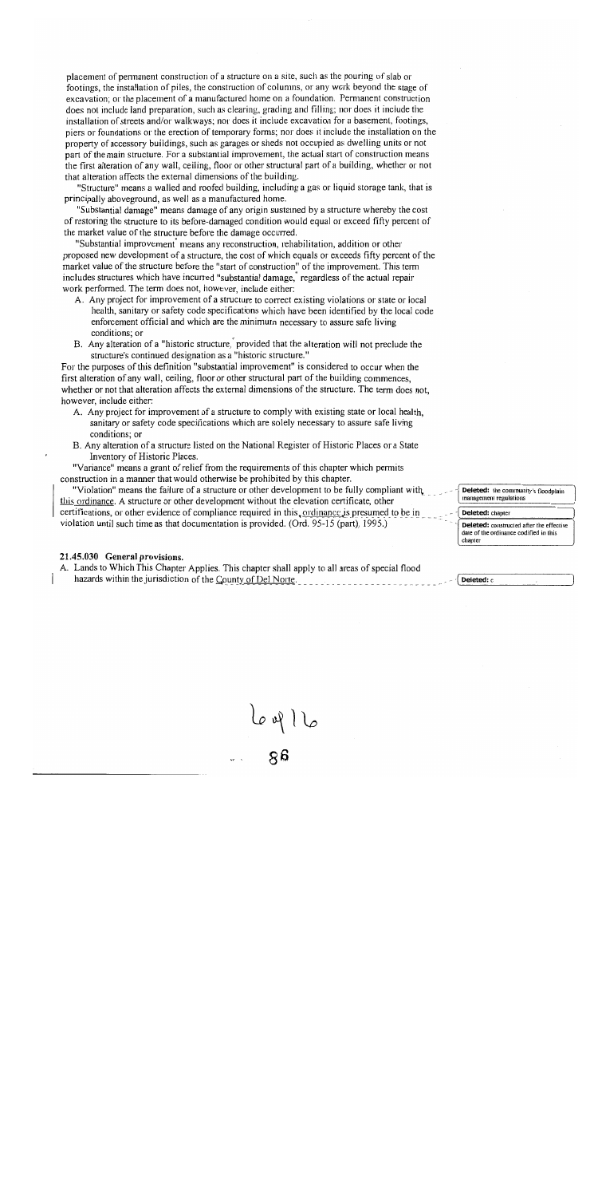placement of permanent construction of a structure on a site, such as the pouring of slab or footings, the installation of piles, the construction of columns, or any work beyond the stage of excavation; or the placement of a manufactured home on a foundation. Permanent construction does not include land preparation, such as clearing, grading and filling; nor does it include the installation of streets and/or walkways; nor does it include excavation for a basement, footings, piers or foundations or the erection of temporary forms; nor does it include the installation on the property of accessory buildings, such as garages or sheds not occupied as dwelling units or not part of the main structure. For a substantial improvement, the actual start of construction means the first alteration of any wall, ceiling, floor or other structural part of a building, whether or not that alteration affects the external dimensions of the building.

"Structure" means a walled and roofed building, including a gas or liquid storage tank, that is principally aboveground, as well as a manufactured home.

"Substantial damage" means damage of any origin sustained by a structure whereby the cost of restoring the structure to its before-damaged condition would equal or exceed fifty percent of the market value of the structure before the damage occurred.

"Substantial improvement" means any reconstruction, rehabilitation, addition or other proposed new development of a structure, the cost of which equals or exceeds fifty percent of the market value of the structure before the "start of construction" of the improvement. This term includes structures which have incurred "substantial damage," regardless of the actual repair work performed. The term does not, however, include either:

A. Any project for improvement of a structure to correct existing violations or state or local health, sanitary or safety code specifications which have been identified by the local code enforcement official and which are the minimum necessary to assure safe living conditions; or
B. Any alteration of a "historic structure," provided that the alteration will not preclude the structure's continued designation as a "historic structure."

For the purposes of this definition "substantial improvement" is considered to occur when the first alteration of any wall, ceiling, floor or other structural part of the building commences, whether or not that alteration affects the external dimensions of the structure. The term does not, however, include either:

A. Any project for improvement of a structure to comply with existing state or local health, sanitary or safety code specifications which are solely necessary to assure safe living conditions; or
B. Any alteration of a structure listed on the National Register of Historic Places or a State Inventory of Historic Places.

"Variance" means a grant of relief from the requirements of this chapter which permits construction in a manner that would otherwise be prohibited by this chapter.

"Violation" means the failure of a structure or other development to be fully compliant with this ordinance. A structure or other development without the elevation certificate, other certifications, or other evidence of compliance required in this ordinance is presumed to be in violation until such time as that documentation is provided. (Ord. 95-15 (part), 1995.)

Deleted: the community's floodplain management regulations

Deleted: chapter

Deleted: constructed after the effective date of the ordinance codified in this chapter

### 21.45.030 General provisions.

A. Lands to Which This Chapter Applies. This chapter shall apply to all areas of special flood hazards within the jurisdiction of the County of Del Norte.

Deleted: c

6 of 16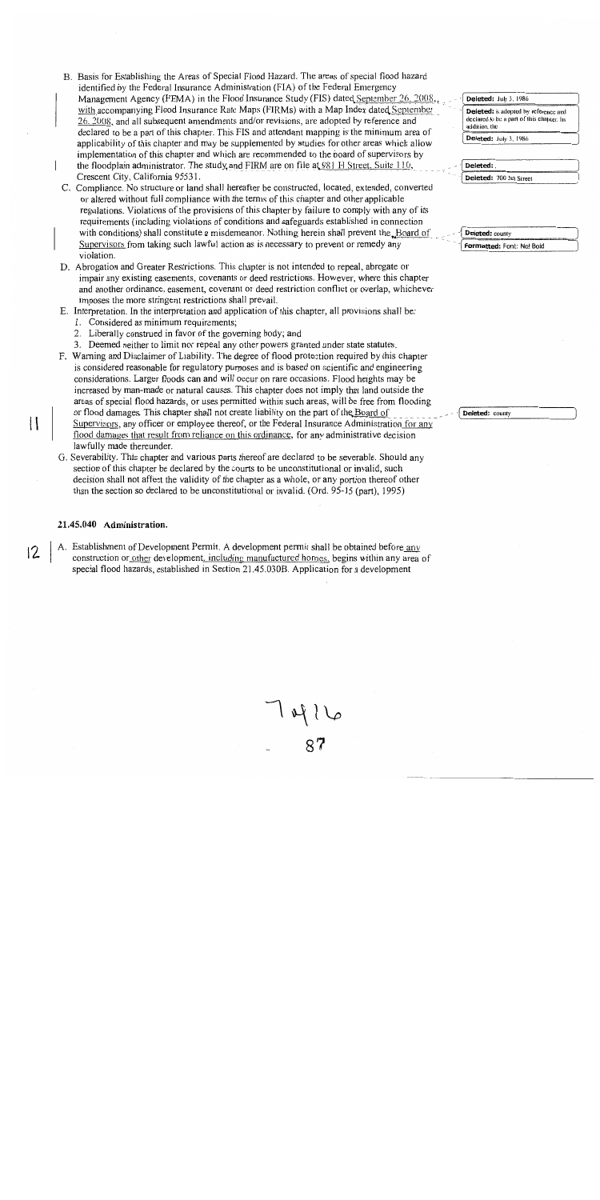B. Basis for Establishing the Areas of Special Flood Hazard. The areas of special flood hazard identified by the Federal Insurance Administration (FIA) of the Federal Emergency Management Agency (FEMA) in the Flood Insurance Study (FIS) dated September 26, 2008, with accompanying Flood Insurance Rate Maps (FIRMs) with a Map Index dated September 26, 2008, and all subsequent amendments and/or revisions, are adopted by reference and declared to be a part of this chapter. This FIS and attendant mapping is the minimum area of applicability of this chapter and may be supplemented by studies for other areas which allow implementation of this chapter and which are recommended to the board of supervisors by the floodplain administrator. The study and FIRM are on file at 981 H Street, Suite 110, Crescent City, California 95531.

C. Compliance. No structure or land shall hereafter be constructed, located, extended, converted or altered without full compliance with the terms of this chapter and other applicable regulations. Violations of the provisions of this chapter by failure to comply with any of its requirements (including violations of conditions and safeguards established in connection with conditions) shall constitute a misdemeanor. Nothing herein shall prevent the Board of Supervisors from taking such lawful action as is necessary to prevent or remedy any violation.

D. Abrogation and Greater Restrictions. This chapter is not intended to repeal, abrogate or impair any existing easements, covenants or deed restrictions. However, where this chapter and another ordinance, easement, covenant or deed restriction conflict or overlap, whichever imposes the more stringent restrictions shall prevail.

E. Interpretation. In the interpretation and application of this chapter, all provisions shall be:

1. Considered as minimum requirements;
2. Liberally construed in favor of the governing body; and
3. Deemed neither to limit nor repeal any other powers granted under state statutes.

F. Warning and Disclaimer of Liability. The degree of flood protection required by this chapter is considered reasonable for regulatory purposes and is based on scientific and engineering considerations. Larger floods can and will occur on rare occasions. Flood heights may be increased by man-made or natural causes. This chapter does not imply that land outside the areas of special flood hazards, or uses permitted within such areas, will be free from flooding or flood damages. This chapter shall not create liability on the part of the Board of Supervisors, any officer or employee thereof, or the Federal Insurance Administration for any flood damages that result from reliance on this ordinance, for any administrative decision lawfully made thereunder.

G. Severability. This chapter and various parts thereof are declared to be severable. Should any section of this chapter be declared by the courts to be unconstitutional or invalid, such decision shall not affect the validity of the chapter as a whole, or any portion thereof other than the section so declared to be unconstitutional or invalid. (Ord. 95-15 (part), 1995)

### 21.45.040 Administration.

A. Establishment of Development Permit. A development permit shall be obtained before any construction or other development, including manufactured homes, begins within any area of special flood hazards, established in Section 21.45.030B. Application for a development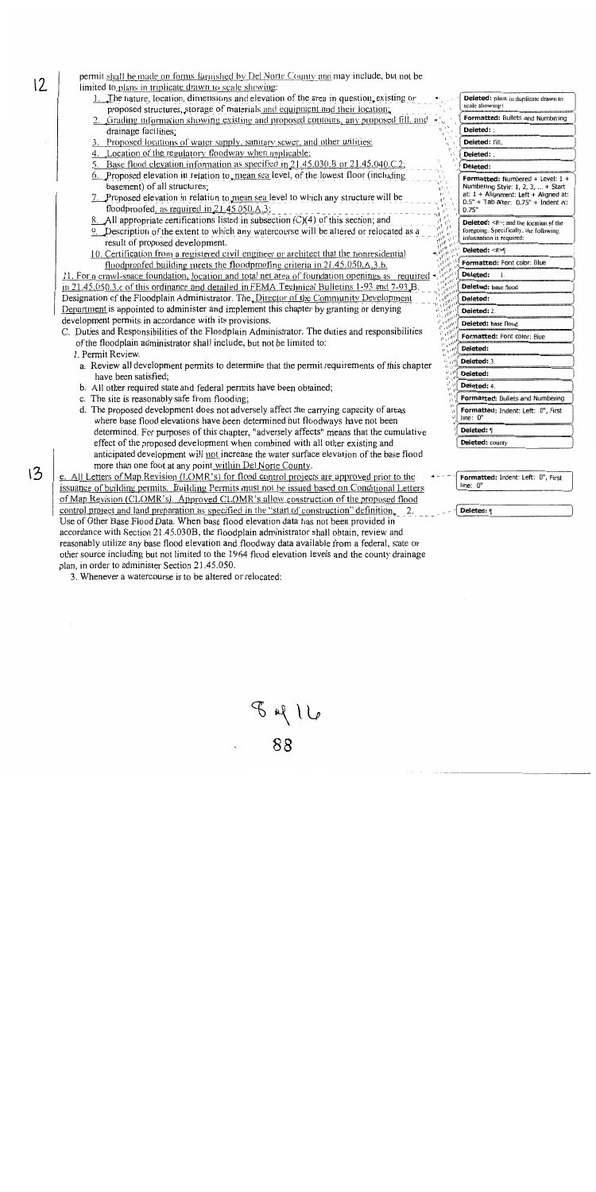permit shall be made on forms furnished by Del Norte County and may include, but not be limited to plans in triplicate drawn to scale showing:

1. The nature, location, dimensions and elevation of the area in question, existing or proposed structures, storage of materials and equipment and their location;
2. Grading information showing existing and proposed contours, any proposed fill, and drainage facilities;
3. Proposed locations of water supply, sanitary sewer, and other utilities;
4. Location of the regulatory floodway when applicable;
5. Base flood elevation information as specified in 21.45.030.B or 21.45.040.C.2;
6. Proposed elevation in relation to mean sea level, of the lowest floor (including basement) of all structures;
7. Proposed elevation in relation to mean sea level to which any structure will be floodproofed, as required in 21.45.050.A.3;
8. All appropriate certifications listed in subsection (C)(4) of this section; and
9. Description of the extent to which any watercourse will be altered or relocated as a result of proposed development.
10. Certification from a registered civil engineer or architect that the nonresidential floodproofed building meets the floodproofing criteria in 21.45.050.A.3.b.

11. For a crawl-space foundation, location and total net area of foundation openings as required in 21.45.050.3.c of this ordinance and detailed in FEMA Technical Bulletins 1-93 and 7-93.B. Designation of the Floodplain Administrator. The Director of the Community Development Department is appointed to administer and implement this chapter by granting or denying development permits in accordance with its provisions.

C. Duties and Responsibilities of the Floodplain Administrator. The duties and responsibilities of the floodplain administrator shall include, but not be limited to:

1. Permit Review.
   a. Review all development permits to determine that the permit requirements of this chapter have been satisfied;
   b. All other required state and federal permits have been obtained;
   c. The site is reasonably safe from flooding;
   d. The proposed development does not adversely affect the carrying capacity of areas where base flood elevations have been determined but floodways have not been determined. For purposes of this chapter, "adversely affects" means that the cumulative effect of the proposed development when combined with all other existing and anticipated development will not increase the water surface elevation of the base flood more than one foot at any point within Del Norte County.

e. All Letters of Map Revision (LOMR's) for flood control projects are approved prior to the issuance of building permits. Building Permits must not be issued based on Conditional Letters of Map Revision (CLOMR's). Approved CLOMR's allow construction of the proposed flood control project and land preparation as specified in the "start of construction" definition. 2. Use of Other Base Flood Data. When base flood elevation data has not been provided in accordance with Section 21.45.030B, the floodplain administrator shall obtain, review and reasonably utilize any base flood elevation and floodway data available from a federal, state or other source including but not limited to the 1964 flood elevation levels and the county drainage plan, in order to administer Section 21.45.050.

3. Whenever a watercourse is to be altered or relocated: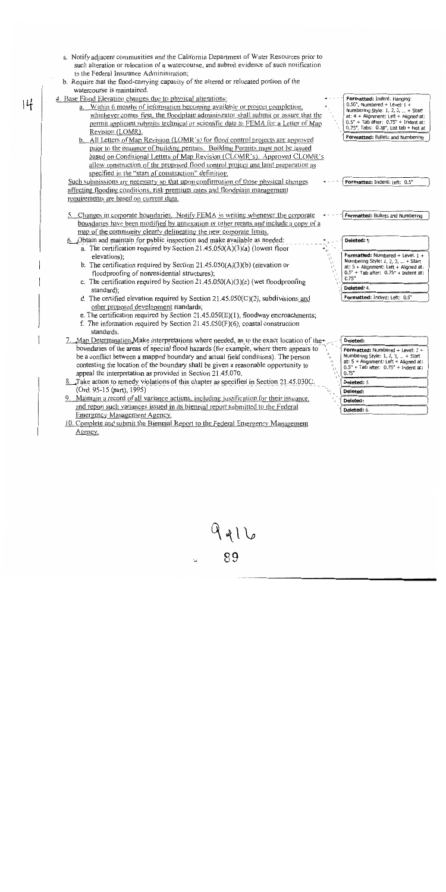a. Notify adjacent communities and the California Department of Water Resources prior to such alteration or relocation of a watercourse, and submit evidence of such notification to the Federal Insurance Administration;

b. Require that the flood-carrying capacity of the altered or relocated portion of the watercourse is maintained.

4. Base Flood Elevation changes due to physical alterations:

   a. Within 6 months of information becoming available or project completion, whichever comes first, the floodplain administrator shall submit or assure that the permit applicant submits technical or scientific data to FEMA for a Letter of Map Revision (LOMR).

   b. All Letters of Map Revision (LOMR's) for flood control projects are approved prior to the issuance of building permits. Building Permits must not be issued based on Conditional Letters of Map Revision (CLOMR's). Approved CLOMR's allow construction of the proposed flood control project and land preparation as specified in the "start of construction" definition.

   Such submissions are necessary so that upon confirmation of those physical changes affecting flooding conditions, risk premium rates and floodplain management requirements are based on current data.

5. Changes in corporate boundaries. Notify FEMA in writing whenever the corporate boundaries have been modified by annexation or other means and include a copy of a map of the community clearly delineating the new corporate limits.

6. Obtain and maintain for public inspection and make available as needed:

   a. The certification required by Section 21.45.050(A)(3)(a) (lowest floor elevations);

   b. The certification required by Section 21.45.050(A)(3)(b) (elevation or floodproofing of nonresidential structures);

   c. The certification required by Section 21.45.050(A)(3)(c) (wet floodproofing standard);

   d. The certified elevation required by Section 21.45.050(C)(2), subdivisions and other proposed development standards;

   e. The certification required by Section 21.45.050(E)(1), floodway encroachments;

   f. The information required by Section 21.45.050(F)(6), coastal construction standards.

7. Map Determination Make interpretations where needed, as to the exact location of the boundaries of the areas of special flood hazards (for example, where there appears to be a conflict between a mapped boundary and actual field conditions). The person contesting the location of the boundary shall be given a reasonable opportunity to appeal the interpretation as provided in Section 21.45.070.

8. Take action to remedy violations of this chapter as specified in Section 21.45.030C. (Ord. 95-15 (part), 1995)

9. Maintain a record of all variance actions, including justification for their issuance, and report such variances issued in its biennial report submitted to the Federal Emergency Management Agency.

10. Complete and submit the Biennial Report to the Federal Emergency Management Agency.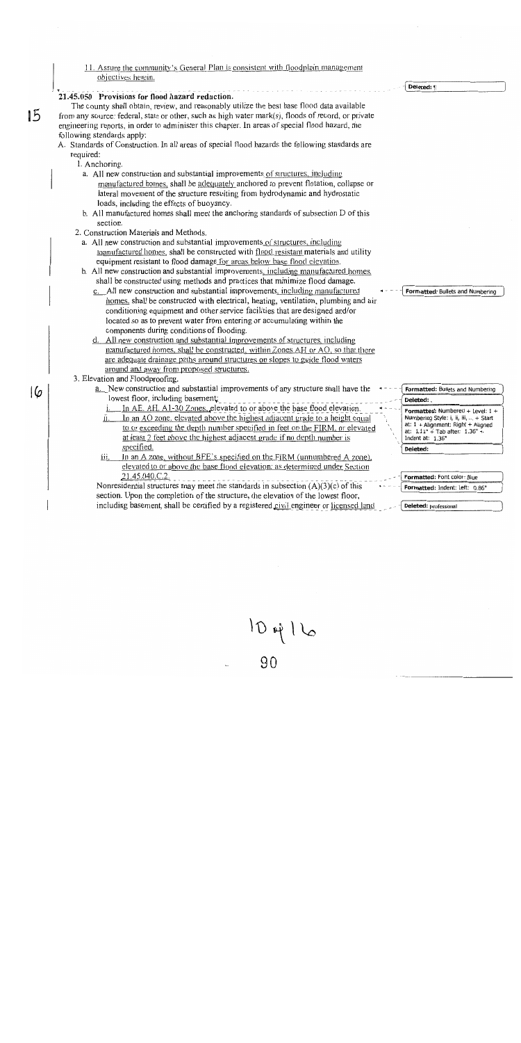11. Assure the community's General Plan is consistent with floodplain management objectives herein.

## 21.45.050 Provisions for flood hazard reduction.

The county shall obtain, review, and reasonably utilize the best base flood data available from any source: federal, state or other, such as high water mark(s), floods of record, or private engineering reports, in order to administer this chapter. In areas of special flood hazard, the following standards apply:

A. Standards of Construction. In all areas of special flood hazards the following standards are required:

1. Anchoring.
   - a. All new construction and substantial improvements of structures, including manufactured homes, shall be adequately anchored to prevent flotation, collapse or lateral movement of the structure resulting from hydrodynamic and hydrostatic loads, including the effects of buoyancy.
   - b. All manufactured homes shall meet the anchoring standards of subsection D of this section.
2. Construction Materials and Methods.
   - a. All new construction and substantial improvements of structures, including manufactured homes, shall be constructed with flood resistant materials and utility equipment resistant to flood damage for areas below base flood elevation.
   - b. All new construction and substantial improvements, including manufactured homes, shall be constructed using methods and practices that minimize flood damage.
   - c. All new construction and substantial improvements, including manufactured homes, shall be constructed with electrical, heating, ventilation, plumbing and air conditioning equipment and other service facilities that are designed and/or located so as to prevent water from entering or accumulating within the components during conditions of flooding.
   - d. All new construction and substantial improvements of structures, including manufactured homes, shall be constructed, within Zones AH or AO, so that there are adequate drainage paths around structures on slopes to guide flood waters around and away from proposed structures.
3. Elevation and Floodproofing.
   - a. New construction and substantial improvements of any structure shall have the lowest floor, including basement:
     - i. In AE, AH, A1-30 Zones, elevated to or above the base flood elevation.
     - ii. In an AO zone, elevated above the highest adjacent grade to a height equal to or exceeding the depth number specified in feet on the FIRM, or elevated at least 2 feet above the highest adjacent grade if no depth number is specified.
     - iii. In an A zone, without BFE's specified on the FIRM (unnumbered A zone), elevated to or above the base flood elevation; as determined under Section 21.45.040.C.2.

     Nonresidential structures may meet the standards in subsection (A)(3)(c) of this section. Upon the completion of the structure, the elevation of the lowest floor, including basement, shall be certified by a registered civil engineer or licensed land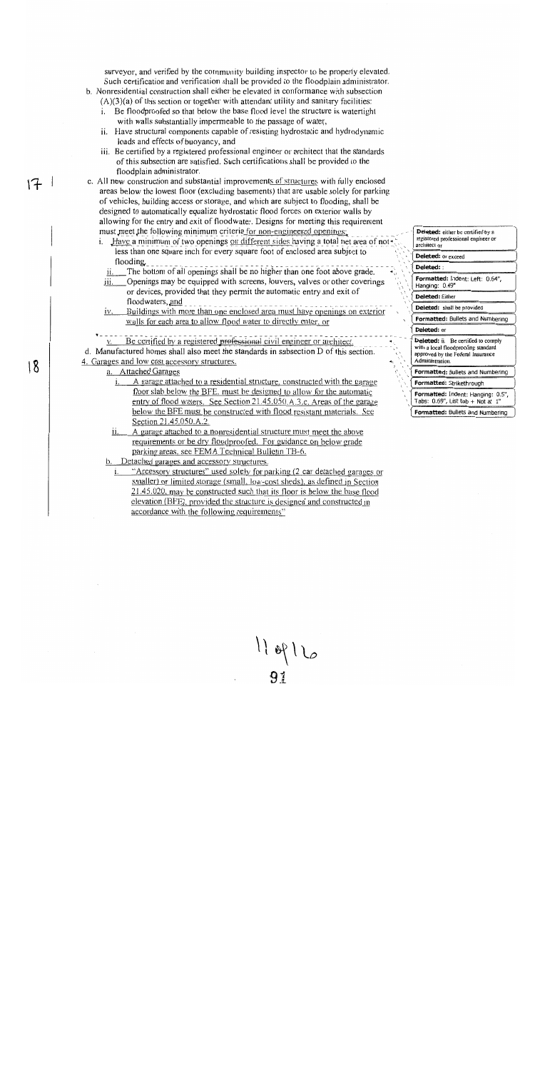surveyor, and verified by the community building inspector to be properly elevated. Such certification and verification shall be provided to the floodplain administrator.

b. Nonresidential construction shall either be elevated in conformance with subsection (A)(3)(a) of this section or together with attendant utility and sanitary facilities:
   i. Be floodproofed so that below the base flood level the structure is watertight with walls substantially impermeable to the passage of water,
   ii. Have structural components capable of resisting hydrostatic and hydrodynamic loads and effects of buoyancy, and
   iii. Be certified by a registered professional engineer or architect that the standards of this subsection are satisfied. Such certifications shall be provided to the floodplain administrator.

c. All new construction and substantial improvements of structures with fully enclosed areas below the lowest floor (excluding basements) that are usable solely for parking of vehicles, building access or storage, and which are subject to flooding, shall be designed to automatically equalize hydrostatic flood forces on exterior walls by allowing for the entry and exit of floodwater. Designs for meeting this requirement must meet the following minimum criteria for non-engineered openings:
   i. Have a minimum of two openings on different sides having a total net area of not less than one square inch for every square foot of enclosed area subject to flooding.
   ii. The bottom of all openings shall be no higher than one foot above grade.
   iii. Openings may be equipped with screens, louvers, valves or other coverings or devices, provided that they permit the automatic entry and exit of floodwaters, and
   iv. Buildings with more than one enclosed area must have openings on exterior walls for each area to allow flood water to directly enter, or
   v. Be certified by a registered professional civil engineer or architect.

d. Manufactured homes shall also meet the standards in subsection D of this section.

4. Garages and low cost accessory structures.
   a. Attached Garages
      i. A garage attached to a residential structure, constructed with the garage floor slab below the BFE, must be designed to allow for the automatic entry of flood waters. See Section 21.45.050.A.3.c. Areas of the garage below the BFE must be constructed with flood resistant materials. See Section 21.45.050.A.2.
      ii. A garage attached to a nonresidential structure must meet the above requirements or be dry floodproofed. For guidance on below grade parking areas, see FEMA Technical Bulletin TB-6.
   b. Detached garages and accessory structures.
      i. "Accessory structures" used solely for parking (2 car detached garages or smaller) or limited storage (small, low-cost sheds), as defined in Section 21.45.020, may be constructed such that its floor is below the base flood elevation (BFE), provided the structure is designed and constructed in accordance with the following requirements"

Deleted: either be certified by a registered professional engineer or architect or

Deleted: or exceed

Deleted: :

Formatted: Indent: Left: 0.64", Hanging: 0.49"

Deleted: Either

Deleted: shall be provided

Formatted: Bullets and Numbering

Deleted: or

Deleted: ii. Be certified to comply with a local floodproofing standard approved by the Federal Insurance Administration.

Formatted: Bullets and Numbering

Formatted: Strikethrough

Formatted: Indent: Hanging: 0.5", Tabs: 0.69", List tab + Not at 1"

Formatted: Bullets and Numbering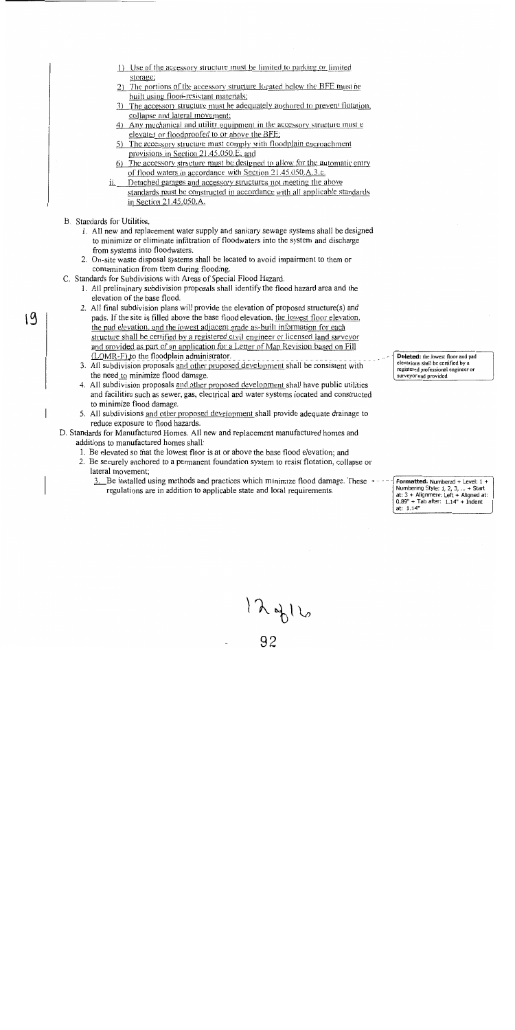1) Use of the accessory structure must be limited to parking or limited storage;
2) The portions of the accessory structure located below the BFE must be built using flood-resistant materials;
3) The accessory structure must be adequately anchored to prevent flotation, collapse and lateral movement;
4) Any mechanical and utility equipment in the accessory structure must e elevated or floodproofed to or above the BFE;
5) The accessory structure must comply with floodplain encroachment provisions in Section 21.45.050.E; and
6) The accessory structure must be designed to allow for the automatic entry of flood waters in accordance with Section 21.45.050.A.3.c.

ii. Detached garages and accessory structures not meeting the above standards must be constructed in accordance with all applicable standards in Section 21.45.050.A.

B. Standards for Utilities.

1. All new and replacement water supply and sanitary sewage systems shall be designed to minimize or eliminate infiltration of floodwaters into the system and discharge from systems into floodwaters.
2. On-site waste disposal systems shall be located to avoid impairment to them or contamination from them during flooding.

C. Standards for Subdivisions with Areas of Special Flood Hazard.

1. All preliminary subdivision proposals shall identify the flood hazard area and the elevation of the base flood.
2. All final subdivision plans will provide the elevation of proposed structure(s) and pads. If the site is filled above the base flood elevation, the lowest floor elevation, the pad elevation, and the lowest adjacent grade as-built information for each structure shall be certified by a registered civil engineer or licensed land surveyor and provided as part of an application for a Letter of Map Revision based on Fill (LOMR-F) to the floodplain administrator.
3. All subdivision proposals and other proposed development shall be consistent with the need to minimize flood damage.
4. All subdivision proposals and other proposed development shall have public utilities and facilities such as sewer, gas, electrical and water systems located and constructed to minimize flood damage.
5. All subdivisions and other proposed development shall provide adequate drainage to reduce exposure to flood hazards.

D. Standards for Manufactured Homes. All new and replacement manufactured homes and additions to manufactured homes shall:

1. Be elevated so that the lowest floor is at or above the base flood elevation; and
2. Be securely anchored to a permanent foundation system to resist flotation, collapse or lateral movement;
3. Be installed using methods and practices which minimize flood damage. These regulations are in addition to applicable state and local requirements.

Deleted: the lowest floor and pad elevations shall be certified by a registered professional engineer or surveyor and provided

Formatted: Numbered + Level: 1 + Numbering Style: 1, 2, 3, … + Start at: 3 + Alignment: Left + Aligned at: 0.89" + Tab after: 1.14" + Indent at: 1.14"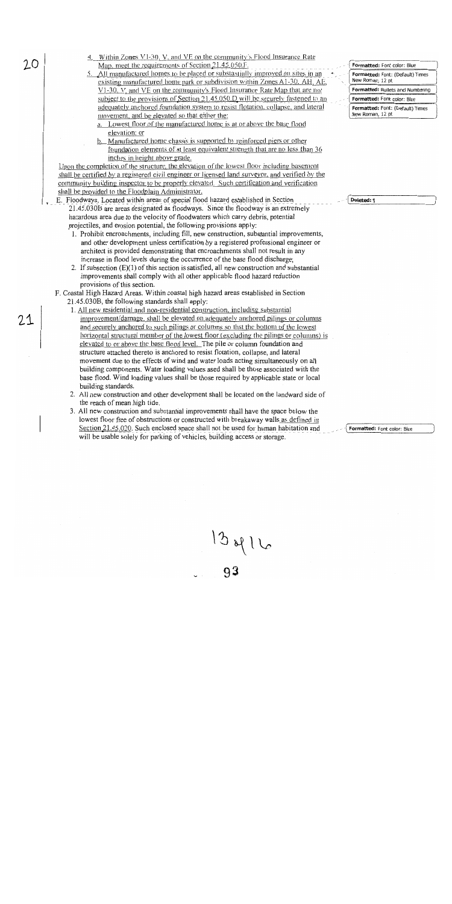4. Within Zones V1-30, V, and VE on the community's Flood Insurance Rate Map, meet the requirements of Section 21.45.050.F.

5. All manufactured homes to be placed or substantially improved on sites in an existing manufactured home park or subdivision within Zones A1-30, AH, AE, V1-30, V, and VE on the community's Flood Insurance Rate Map that are not subject to the provisions of Section 21.45.050.D will be securely fastened to an adequately anchored foundation system to resist flotation, collapse, and lateral movement, and be elevated so that either the:
   a. Lowest floor of the manufactured home is at or above the base flood elevation; or
   b. Manufactured home chassis is supported by reinforced piers or other foundation elements of at least equivalent strength that are no less than 36 inches in height above grade.

Upon the completion of the structure, the elevation of the lowest floor including basement shall be certified by a registered civil engineer or licensed land surveyor, and verified by the community building inspector to be properly elevated. Such certification and verification shall be provided to the Floodplain Administrator.

E. Floodways. Located within areas of special flood hazard established in Section 21.45.030B are areas designated as floodways. Since the floodway is an extremely hazardous area due to the velocity of floodwaters which carry debris, potential projectiles, and erosion potential, the following provisions apply:
   1. Prohibit encroachments, including fill, new construction, substantial improvements, and other development unless certification by a registered professional engineer or architect is provided demonstrating that encroachments shall not result in any increase in flood levels during the occurrence of the base flood discharge;
   2. If subsection (E)(1) of this section is satisfied, all new construction and substantial improvements shall comply with all other applicable flood hazard reduction provisions of this section.

F. Coastal High Hazard Areas. Within coastal high hazard areas established in Section 21.45.030B, the following standards shall apply:
   1. All new residential and non-residential construction, including substantial improvement/damage, shall be elevated on adequately anchored pilings or columns and securely anchored to such pilings or columns so that the bottom of the lowest horizontal structural member of the lowest floor (excluding the pilings or columns) is elevated to or above the base flood level. The pile or column foundation and structure attached thereto is anchored to resist flotation, collapse, and lateral movement due to the effects of wind and water loads acting simultaneously on all building components. Water loading values used shall be those associated with the base flood. Wind loading values shall be those required by applicable state or local building standards.
   2. All new construction and other development shall be located on the landward side of the reach of mean high tide.
   3. All new construction and substantial improvements shall have the space below the lowest floor free of obstructions or constructed with breakaway walls as defined in Section 21.45.020. Such enclosed space shall not be used for human habitation and will be usable solely for parking of vehicles, building access or storage.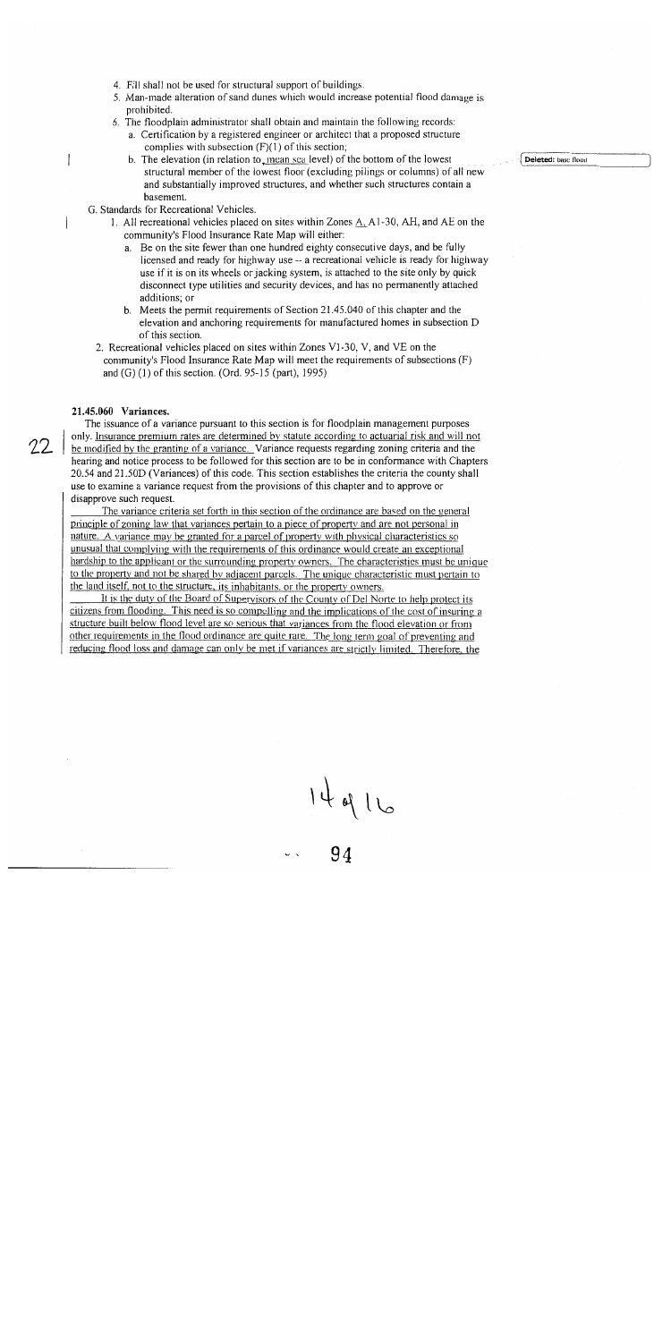4. Fill shall not be used for structural support of buildings.
5. Man-made alteration of sand dunes which would increase potential flood damage is prohibited.
6. The floodplain administrator shall obtain and maintain the following records:
   a. Certification by a registered engineer or architect that a proposed structure complies with subsection (F)(1) of this section;
   b. The elevation (in relation to mean sea level) of the bottom of the lowest structural member of the lowest floor (excluding pilings or columns) of all new and substantially improved structures, and whether such structures contain a basement.

Deleted: base flood

G. Standards for Recreational Vehicles.

1. All recreational vehicles placed on sites within Zones A, A1-30, AH, and AE on the community's Flood Insurance Rate Map will either:
   a. Be on the site fewer than one hundred eighty consecutive days, and be fully licensed and ready for highway use -- a recreational vehicle is ready for highway use if it is on its wheels or jacking system, is attached to the site only by quick disconnect type utilities and security devices, and has no permanently attached additions; or
   b. Meets the permit requirements of Section 21.45.040 of this chapter and the elevation and anchoring requirements for manufactured homes in subsection D of this section.
2. Recreational vehicles placed on sites within Zones V1-30, V, and VE on the community's Flood Insurance Rate Map will meet the requirements of subsections (F) and (G) (1) of this section. (Ord. 95-15 (part), 1995)

**21.45.060 Variances.**

The issuance of a variance pursuant to this section is for floodplain management purposes only. Insurance premium rates are determined by statute according to actuarial risk and will not be modified by the granting of a variance. Variance requests regarding zoning criteria and the hearing and notice process to be followed for this section are to be in conformance with Chapters 20.54 and 21.50D (Variances) of this code. This section establishes the criteria the county shall use to examine a variance request from the provisions of this chapter and to approve or disapprove such request.

The variance criteria set forth in this section of the ordinance are based on the general principle of zoning law that variances pertain to a piece of property and are not personal in nature. A variance may be granted for a parcel of property with physical characteristics so unusual that complying with the requirements of this ordinance would create an exceptional hardship to the applicant or the surrounding property owners. The characteristics must be unique to the property and not be shared by adjacent parcels. The unique characteristic must pertain to the land itself, not to the structure, its inhabitants, or the property owners.

It is the duty of the Board of Supervisors of the County of Del Norte to help protect its citizens from flooding. This need is so compelling and the implications of the cost of insuring a structure built below flood level are so serious that variances from the flood elevation or from other requirements in the flood ordinance are quite rare. The long term goal of preventing and reducing flood loss and damage can only be met if variances are strictly limited. Therefore, the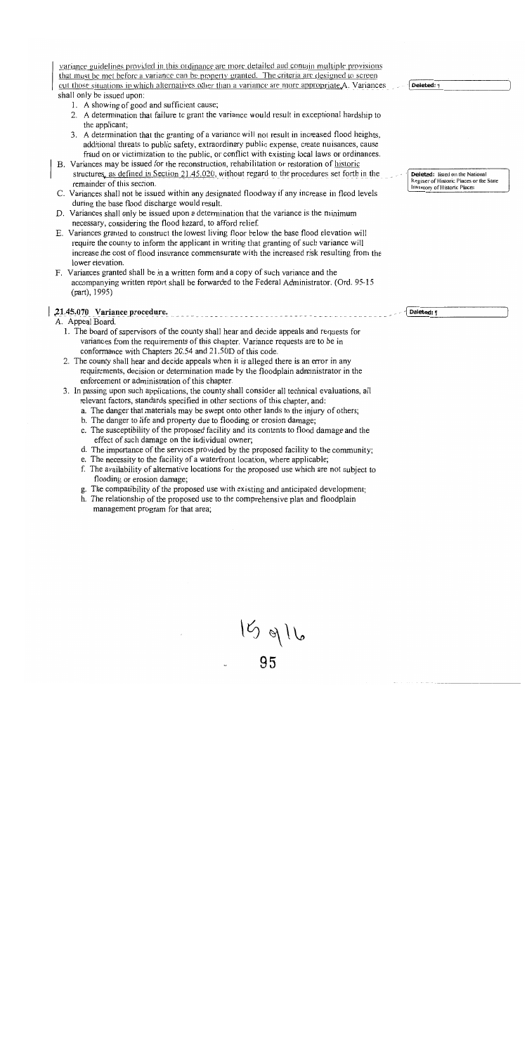variance guidelines provided in this ordinance are more detailed and contain multiple provisions that must be met before a variance can be properly granted. The criteria are designed to screen out those situations in which alternatives other than a variance are more appropriate.A. Variances shall only be issued upon:

1. A showing of good and sufficient cause;
2. A determination that failure to grant the variance would result in exceptional hardship to the applicant;
3. A determination that the granting of a variance will not result in increased flood heights, additional threats to public safety, extraordinary public expense, create nuisances, cause fraud on or victimization to the public, or conflict with existing local laws or ordinances.

B. Variances may be issued for the reconstruction, rehabilitation or restoration of historic structures, as defined in Section 21.45.020, without regard to the procedures set forth in the remainder of this section.

C. Variances shall not be issued within any designated floodway if any increase in flood levels during the base flood discharge would result.

D. Variances shall only be issued upon a determination that the variance is the minimum necessary, considering the flood hazard, to afford relief.

E. Variances granted to construct the lowest living floor below the base flood elevation will require the county to inform the applicant in writing that granting of such variance will increase the cost of flood insurance commensurate with the increased risk resulting from the lower elevation.

F. Variances granted shall be in a written form and a copy of such variance and the accompanying written report shall be forwarded to the Federal Administrator. (Ord. 95-15 (part), 1995)

Deleted: ¶

Deleted: listed on the National Register of Historic Places or the State Inventory of Historic Places

### 21.45.070 Variance procedure.

Deleted: ¶

A. Appeal Board.

1. The board of supervisors of the county shall hear and decide appeals and requests for variances from the requirements of this chapter. Variance requests are to be in conformance with Chapters 26.54 and 21.50D of this code.
2. The county shall hear and decide appeals when it is alleged there is an error in any requirements, decision or determination made by the floodplain administrator in the enforcement or administration of this chapter.
3. In passing upon such applications, the county shall consider all technical evaluations, all relevant factors, standards specified in other sections of this chapter, and:
   a. The danger that materials may be swept onto other lands to the injury of others;
   b. The danger to life and property due to flooding or erosion damage;
   c. The susceptibility of the proposed facility and its contents to flood damage and the effect of such damage on the individual owner;
   d. The importance of the services provided by the proposed facility to the community;
   e. The necessity to the facility of a waterfront location, where applicable;
   f. The availability of alternative locations for the proposed use which are not subject to flooding or erosion damage;
   g. The compatibility of the proposed use with existing and anticipated development;
   h. The relationship of the proposed use to the comprehensive plan and floodplain management program for that area;

15 916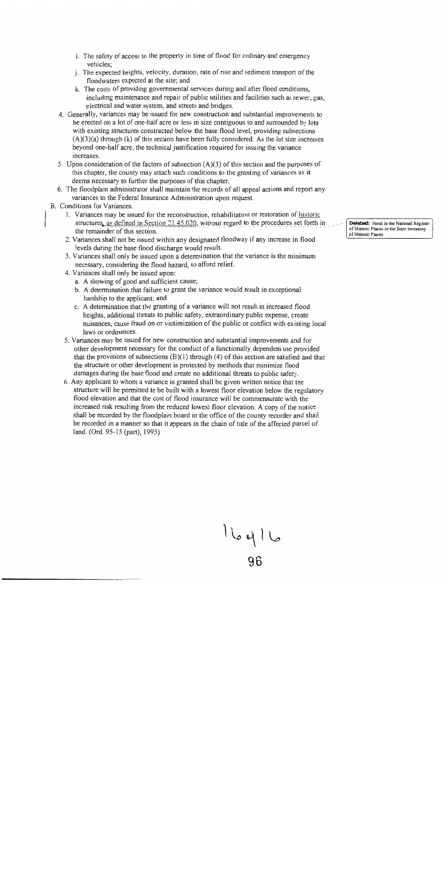i. The safety of access to the property in time of flood for ordinary and emergency vehicles;

j. The expected heights, velocity, duration, rate of rise and sediment transport of the floodwaters expected at the site; and

k. The costs of providing governmental services during and after flood conditions, including maintenance and repair of public utilities and facilities such as sewer, gas, electrical and water system, and streets and bridges.

4. Generally, variances may be issued for new construction and substantial improvements to be erected on a lot of one-half acre or less in size contiguous to and surrounded by lots with existing structures constructed below the base flood level, providing subsections (A)(3)(a) through (k) of this section have been fully considered. As the lot size increases beyond one-half acre, the technical justification required for issuing the variance increases.

5. Upon consideration of the factors of subsection (A)(3) of this section and the purposes of this chapter, the county may attach such conditions to the granting of variances as it deems necessary to further the purposes of this chapter.

6. The floodplain administrator shall maintain the records of all appeal actions and report any variances to the Federal Insurance Administration upon request.

B. Conditions for Variances.

1. Variances may be issued for the reconstruction, rehabilitation or restoration of historic structures, as defined in Section 21.45.020, without regard to the procedures set forth in the remainder of this section.

   **Deleted:** listed in the National Register of Historic Places or the State Inventory of Historic Places

2. Variances shall not be issued within any designated floodway if any increase in flood levels during the base flood discharge would result.

3. Variances shall only be issued upon a determination that the variance is the minimum necessary, considering the flood hazard, to afford relief.

4. Variances shall only be issued upon:

   a. A showing of good and sufficient cause;

   b. A determination that failure to grant the variance would result in exceptional hardship to the applicant; and

   c. A determination that the granting of a variance will not result in increased flood heights, additional threats to public safety, extraordinary public expense, create nuisances, cause fraud on or victimization of the public or conflict with existing local laws or ordinances.

5. Variances may be issued for new construction and substantial improvements and for other development necessary for the conduct of a functionally dependent use provided that the provisions of subsections (B)(1) through (4) of this section are satisfied and that the structure or other development is protected by methods that minimize flood damages during the base flood and create no additional threats to public safety.

6. Any applicant to whom a variance is granted shall be given written notice that the structure will be permitted to be built with a lowest floor elevation below the regulatory flood elevation and that the cost of flood insurance will be commensurate with the increased risk resulting from the reduced lowest floor elevation. A copy of the notice shall be recorded by the floodplain board in the office of the county recorder and shall be recorded in a manner so that it appears in the chain of title of the affected parcel of land. (Ord. 95-15 (part), 1995)

16 of 16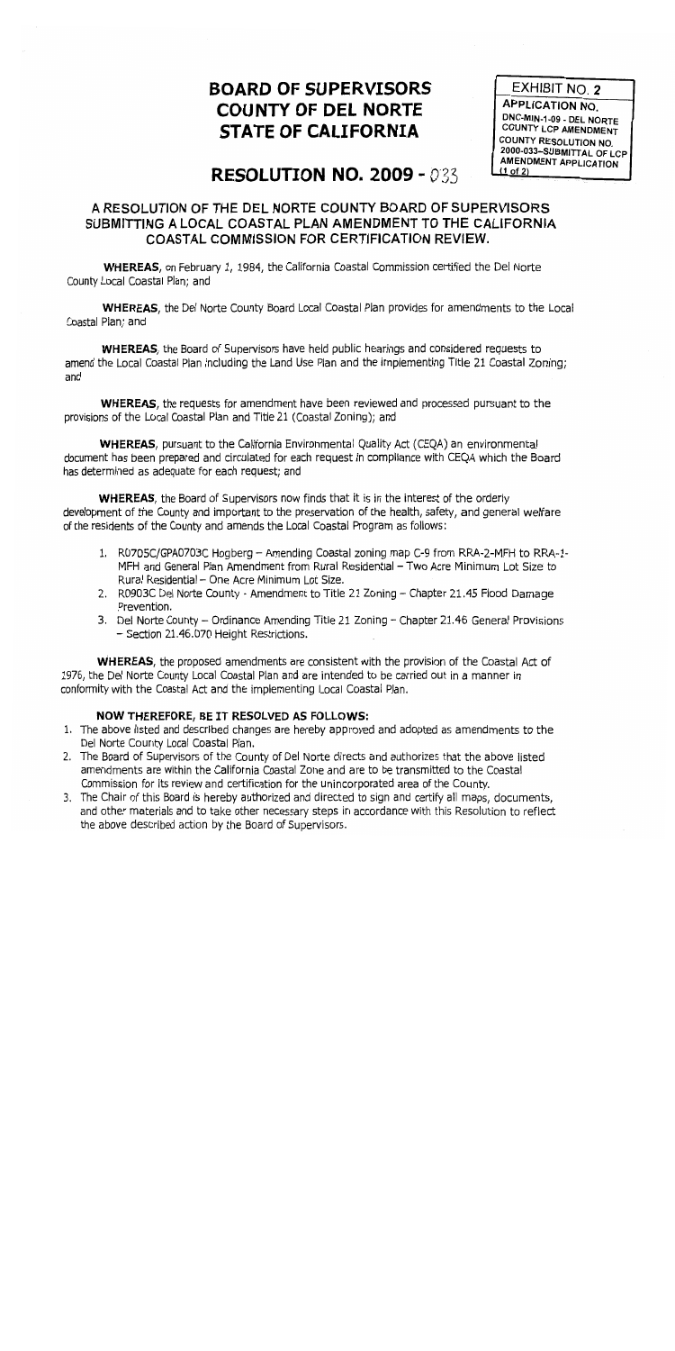# BOARD OF SUPERVISORS
# COUNTY OF DEL NORTE
# STATE OF CALIFORNIA

EXHIBIT NO. 2
APPLICATION NO.
DNC-MIN-1-09 - DEL NORTE COUNTY LCP AMENDMENT
COUNTY RESOLUTION NO. 2000-033--SUBMITTAL OF LCP AMENDMENT APPLICATION
(1 of 2)

## RESOLUTION NO. 2009 - 033

### A RESOLUTION OF THE DEL NORTE COUNTY BOARD OF SUPERVISORS SUBMITTING A LOCAL COASTAL PLAN AMENDMENT TO THE CALIFORNIA COASTAL COMMISSION FOR CERTIFICATION REVIEW.

**WHEREAS**, on February 1, 1984, the California Coastal Commission certified the Del Norte County Local Coastal Plan; and

**WHEREAS**, the Del Norte County Board Local Coastal Plan provides for amendments to the Local Coastal Plan; and

**WHEREAS**, the Board of Supervisors have held public hearings and considered requests to amend the Local Coastal Plan including the Land Use Plan and the implementing Title 21 Coastal Zoning; and

**WHEREAS**, the requests for amendment have been reviewed and processed pursuant to the provisions of the Local Coastal Plan and Title 21 (Coastal Zoning); and

**WHEREAS**, pursuant to the California Environmental Quality Act (CEQA) an environmental document has been prepared and circulated for each request in compliance with CEQA which the Board has determined as adequate for each request; and

**WHEREAS**, the Board of Supervisors now finds that it is in the interest of the orderly development of the County and important to the preservation of the health, safety, and general welfare of the residents of the County and amends the Local Coastal Program as follows:

1. R0705C/GPA0703C Hogberg – Amending Coastal zoning map C-9 from RRA-2-MFH to RRA-1-MFH and General Plan Amendment from Rural Residential – Two Acre Minimum Lot Size to Rural Residential – One Acre Minimum Lot Size.
2. R0903C Del Norte County - Amendment to Title 21 Zoning – Chapter 21.45 Flood Damage Prevention.
3. Del Norte County – Ordinance Amending Title 21 Zoning – Chapter 21.46 General Provisions – Section 21.46.070 Height Restrictions.

**WHEREAS**, the proposed amendments are consistent with the provision of the Coastal Act of 1976, the Del Norte County Local Coastal Plan and are intended to be carried out in a manner in conformity with the Coastal Act and the implementing Local Coastal Plan.

**NOW THEREFORE, BE IT RESOLVED AS FOLLOWS:**

1. The above listed and described changes are hereby approved and adopted as amendments to the Del Norte County Local Coastal Plan.
2. The Board of Supervisors of the County of Del Norte directs and authorizes that the above listed amendments are within the California Coastal Zone and are to be transmitted to the Coastal Commission for its review and certification for the unincorporated area of the County.
3. The Chair of this Board is hereby authorized and directed to sign and certify all maps, documents, and other materials and to take other necessary steps in accordance with this Resolution to reflect the above described action by the Board of Supervisors.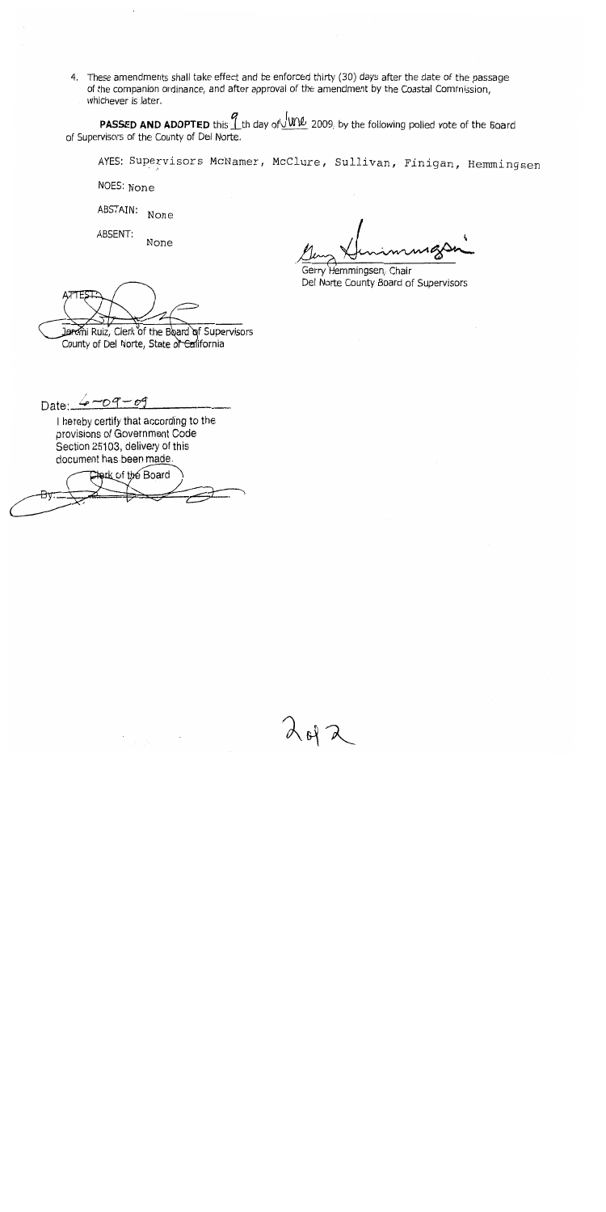4. These amendments shall take effect and be enforced thirty (30) days after the date of the passage of the companion ordinance, and after approval of the amendment by the Coastal Commission, whichever is later.

**PASSED AND ADOPTED** this 9th day of June 2009, by the following polled vote of the Board of Supervisors of the County of Del Norte.

AYES: Supervisors McNamer, McClure, Sullivan, Finigan, Hemmingsen

NOES: None

ABSTAIN: None

ABSENT: None

Gerry Hemmingsen, Chair
Del Norte County Board of Supervisors

ATTEST:

Jeremi Ruiz, Clerk of the Board of Supervisors
County of Del Norte, State of California

Date: 6-09-09

I hereby certify that according to the provisions of Government Code Section 25103, delivery of this document has been made.

Clerk of the Board

By:

2 of 2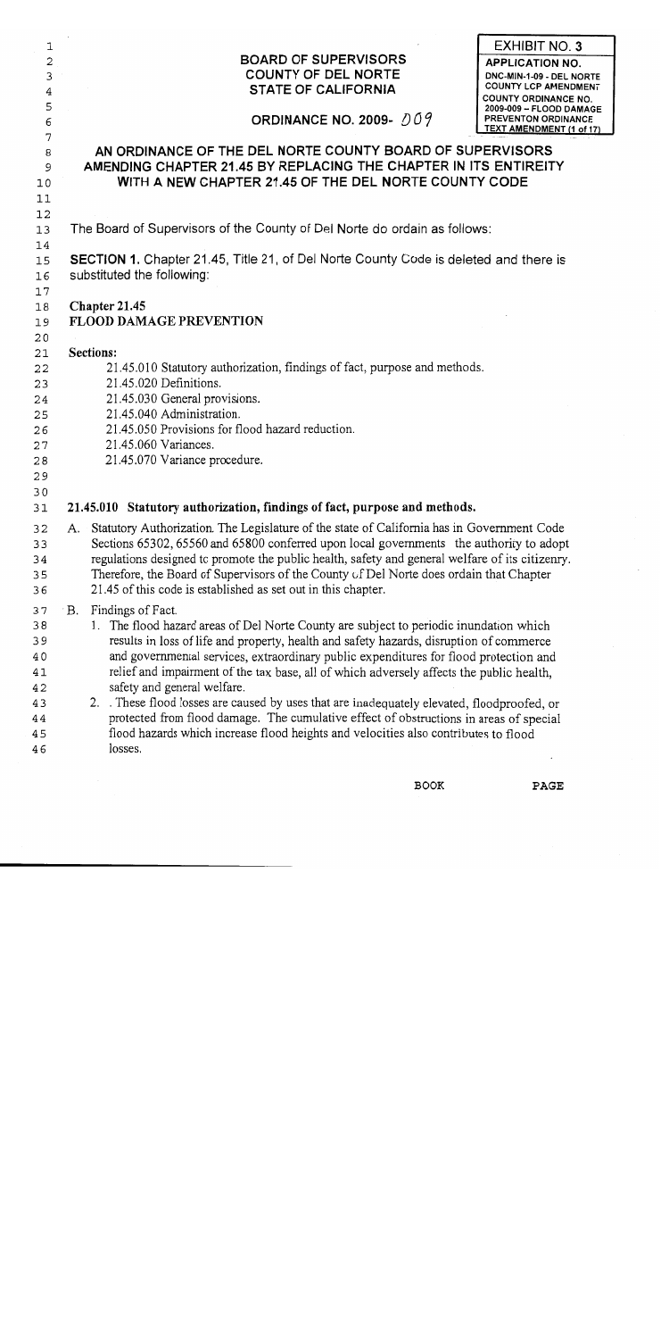EXHIBIT NO. 3

**APPLICATION NO.**
DNC-MIN-1-09 - DEL NORTE COUNTY LCP AMENDMENT COUNTY ORDINANCE NO. 2009-009 – FLOOD DAMAGE PREVENTON ORDINANCE TEXT AMENDMENT (1 of 17)

**BOARD OF SUPERVISORS**
**COUNTY OF DEL NORTE**
**STATE OF CALIFORNIA**

**ORDINANCE NO. 2009- 009**

**AN ORDINANCE OF THE DEL NORTE COUNTY BOARD OF SUPERVISORS AMENDING CHAPTER 21.45 BY REPLACING THE CHAPTER IN ITS ENTIREITY WITH A NEW CHAPTER 21.45 OF THE DEL NORTE COUNTY CODE**

The Board of Supervisors of the County of Del Norte do ordain as follows:

**SECTION 1.** Chapter 21.45, Title 21, of Del Norte County Code is deleted and there is substituted the following:

**Chapter 21.45**
**FLOOD DAMAGE PREVENTION**

**Sections:**

- 21.45.010 Statutory authorization, findings of fact, purpose and methods.
- 21.45.020 Definitions.
- 21.45.030 General provisions.
- 21.45.040 Administration.
- 21.45.050 Provisions for flood hazard reduction.
- 21.45.060 Variances.
- 21.45.070 Variance procedure.

**21.45.010 Statutory authorization, findings of fact, purpose and methods.**

A. Statutory Authorization. The Legislature of the state of California has in Government Code Sections 65302, 65560 and 65800 conferred upon local governments the authority to adopt regulations designed to promote the public health, safety and general welfare of its citizenry. Therefore, the Board of Supervisors of the County of Del Norte does ordain that Chapter 21.45 of this code is established as set out in this chapter.

B. Findings of Fact.
   1. The flood hazard areas of Del Norte County are subject to periodic inundation which results in loss of life and property, health and safety hazards, disruption of commerce and governmental services, extraordinary public expenditures for flood protection and relief and impairment of the tax base, all of which adversely affects the public health, safety and general welfare.
   2. . These flood losses are caused by uses that are inadequately elevated, floodproofed, or protected from flood damage. The cumulative effect of obstructions in areas of special flood hazards which increase flood heights and velocities also contributes to flood losses.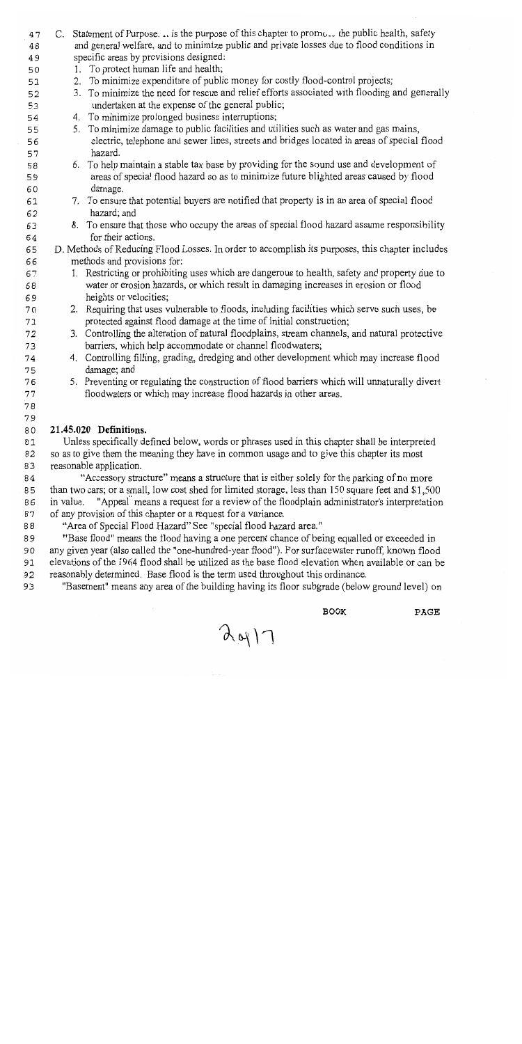C. Statement of Purpose. .. is the purpose of this chapter to promo... the public health, safety and general welfare, and to minimize public and private losses due to flood conditions in specific areas by provisions designed:

1. To protect human life and health;
2. To minimize expenditure of public money for costly flood-control projects;
3. To minimize the need for rescue and relief efforts associated with flooding and generally undertaken at the expense of the general public;
4. To minimize prolonged business interruptions;
5. To minimize damage to public facilities and utilities such as water and gas mains, electric, telephone and sewer lines, streets and bridges located in areas of special flood hazard.
6. To help maintain a stable tax base by providing for the sound use and development of areas of special flood hazard so as to minimize future blighted areas caused by flood damage.
7. To ensure that potential buyers are notified that property is in an area of special flood hazard; and
8. To ensure that those who occupy the areas of special flood hazard assume responsibility for their actions.

D. Methods of Reducing Flood Losses. In order to accomplish its purposes, this chapter includes methods and provisions for:

1. Restricting or prohibiting uses which are dangerous to health, safety and property due to water or erosion hazards, or which result in damaging increases in erosion or flood heights or velocities;
2. Requiring that uses vulnerable to floods, including facilities which serve such uses, be protected against flood damage at the time of initial construction;
3. Controlling the alteration of natural floodplains, stream channels, and natural protective barriers, which help accommodate or channel floodwaters;
4. Controlling filling, grading, dredging and other development which may increase flood damage; and
5. Preventing or regulating the construction of flood barriers which will unnaturally divert floodwaters or which may increase flood hazards in other areas.

**21.45.020 Definitions.**

Unless specifically defined below, words or phrases used in this chapter shall be interpreted so as to give them the meaning they have in common usage and to give this chapter its most reasonable application.

"Accessory structure" means a structure that is either solely for the parking of no more than two cars; or a small, low cost shed for limited storage, less than 150 square feet and $1,500 in value. "Appeal" means a request for a review of the floodplain administrator's interpretation of any provision of this chapter or a request for a variance.

"Area of Special Flood Hazard" See "special flood hazard area."

"Base flood" means the flood having a one percent chance of being equalled or exceeded in any given year (also called the "one-hundred-year flood"). For surfacewater runoff, known flood elevations of the 1964 flood shall be utilized as the base flood elevation when available or can be reasonably determined. Base flood is the term used throughout this ordinance.

"Basement" means any area of the building having its floor subgrade (below ground level) on

BOOK PAGE

20417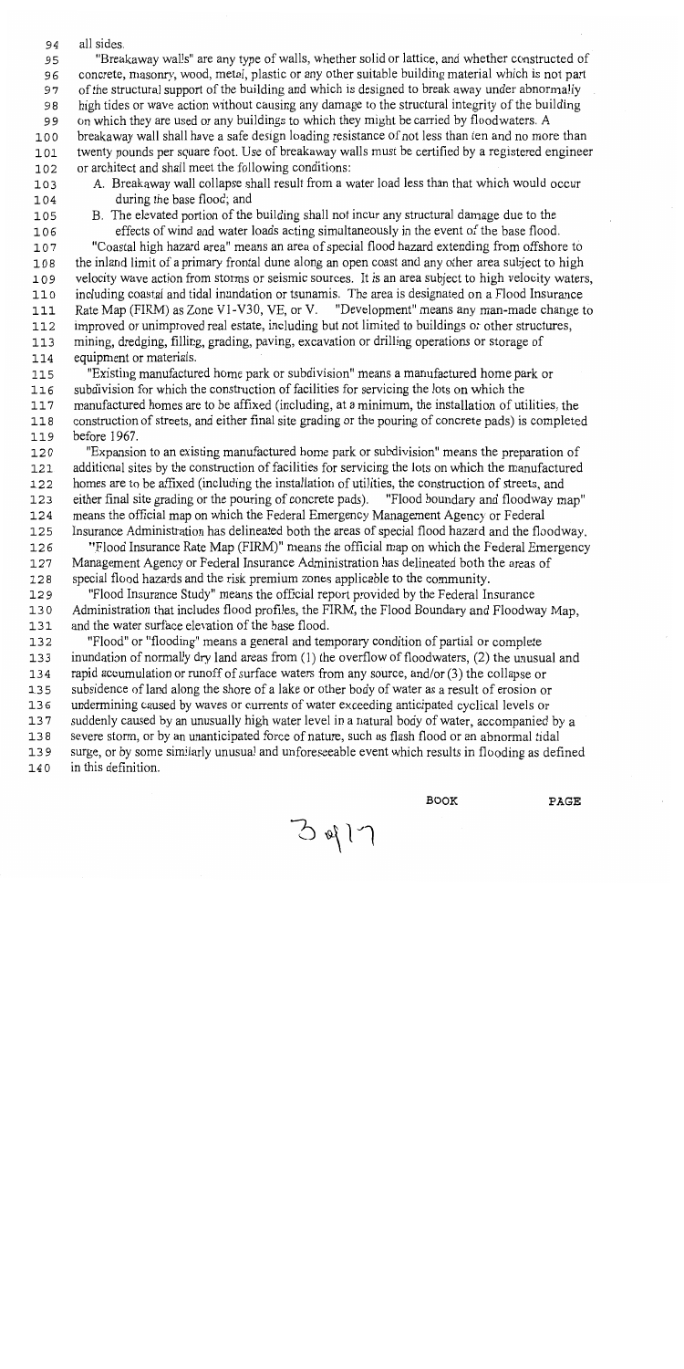all sides.

"Breakaway walls" are any type of walls, whether solid or lattice, and whether constructed of concrete, masonry, wood, metal, plastic or any other suitable building material which is not part of the structural support of the building and which is designed to break away under abnormally high tides or wave action without causing any damage to the structural integrity of the building on which they are used or any buildings to which they might be carried by floodwaters. A breakaway wall shall have a safe design loading resistance of not less than ten and no more than twenty pounds per square foot. Use of breakaway walls must be certified by a registered engineer or architect and shall meet the following conditions:

A. Breakaway wall collapse shall result from a water load less than that which would occur during the base flood; and

B. The elevated portion of the building shall not incur any structural damage due to the effects of wind and water loads acting simultaneously in the event of the base flood.

"Coastal high hazard area" means an area of special flood hazard extending from offshore to the inland limit of a primary frontal dune along an open coast and any other area subject to high velocity wave action from storms or seismic sources. It is an area subject to high velocity waters, including coastal and tidal inundation or tsunamis. The area is designated on a Flood Insurance Rate Map (FIRM) as Zone V1-V30, VE, or V. "Development" means any man-made change to improved or unimproved real estate, including but not limited to buildings or other structures, mining, dredging, filling, grading, paving, excavation or drilling operations or storage of equipment or materials.

"Existing manufactured home park or subdivision" means a manufactured home park or subdivision for which the construction of facilities for servicing the lots on which the manufactured homes are to be affixed (including, at a minimum, the installation of utilities, the construction of streets, and either final site grading or the pouring of concrete pads) is completed before 1967.

"Expansion to an existing manufactured home park or subdivision" means the preparation of additional sites by the construction of facilities for servicing the lots on which the manufactured homes are to be affixed (including the installation of utilities, the construction of streets, and either final site grading or the pouring of concrete pads). "Flood boundary and floodway map" means the official map on which the Federal Emergency Management Agency or Federal Insurance Administration has delineated both the areas of special flood hazard and the floodway.

"Flood Insurance Rate Map (FIRM)" means the official map on which the Federal Emergency Management Agency or Federal Insurance Administration has delineated both the areas of special flood hazards and the risk premium zones applicable to the community.

"Flood Insurance Study" means the official report provided by the Federal Insurance Administration that includes flood profiles, the FIRM, the Flood Boundary and Floodway Map, and the water surface elevation of the base flood.

"Flood" or "flooding" means a general and temporary condition of partial or complete inundation of normally dry land areas from (1) the overflow of floodwaters, (2) the unusual and rapid accumulation or runoff of surface waters from any source, and/or (3) the collapse or subsidence of land along the shore of a lake or other body of water as a result of erosion or undermining caused by waves or currents of water exceeding anticipated cyclical levels or suddenly caused by an unusually high water level in a natural body of water, accompanied by a severe storm, or by an unanticipated force of nature, such as flash flood or an abnormal tidal surge, or by some similarly unusual and unforeseeable event which results in flooding as defined in this definition.

BOOK PAGE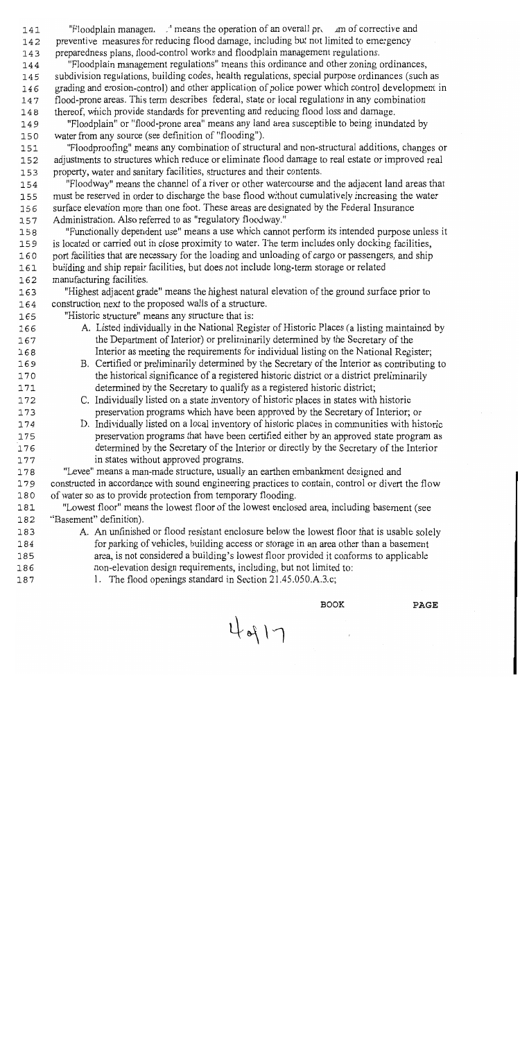"Floodplain management" means the operation of an overall program of corrective and preventive measures for reducing flood damage, including but not limited to emergency preparedness plans, flood-control works and floodplain management regulations.

"Floodplain management regulations" means this ordinance and other zoning ordinances, subdivision regulations, building codes, health regulations, special purpose ordinances (such as grading and erosion-control) and other application of police power which control development in flood-prone areas. This term describes federal, state or local regulations in any combination thereof, which provide standards for preventing and reducing flood loss and damage.

"Floodplain" or "flood-prone area" means any land area susceptible to being inundated by water from any source (see definition of "flooding").

"Floodproofing" means any combination of structural and non-structural additions, changes or adjustments to structures which reduce or eliminate flood damage to real estate or improved real property, water and sanitary facilities, structures and their contents.

"Floodway" means the channel of a river or other watercourse and the adjacent land areas that must be reserved in order to discharge the base flood without cumulatively increasing the water surface elevation more than one foot. These areas are designated by the Federal Insurance Administration. Also referred to as "regulatory floodway."

"Functionally dependent use" means a use which cannot perform its intended purpose unless it is located or carried out in close proximity to water. The term includes only docking facilities, port facilities that are necessary for the loading and unloading of cargo or passengers, and ship building and ship repair facilities, but does not include long-term storage or related manufacturing facilities.

"Highest adjacent grade" means the highest natural elevation of the ground surface prior to construction next to the proposed walls of a structure.

"Historic structure" means any structure that is:

A. Listed individually in the National Register of Historic Places (a listing maintained by the Department of Interior) or preliminarily determined by the Secretary of the Interior as meeting the requirements for individual listing on the National Register;
B. Certified or preliminarily determined by the Secretary of the Interior as contributing to the historical significance of a registered historic district or a district preliminarily determined by the Secretary to qualify as a registered historic district;
C. Individually listed on a state inventory of historic places in states with historic preservation programs which have been approved by the Secretary of Interior; or
D. Individually listed on a local inventory of historic places in communities with historic preservation programs that have been certified either by an approved state program as determined by the Secretary of the Interior or directly by the Secretary of the Interior in states without approved programs.

"Levee" means a man-made structure, usually an earthen embankment designed and constructed in accordance with sound engineering practices to contain, control or divert the flow of water so as to provide protection from temporary flooding.

"Lowest floor" means the lowest floor of the lowest enclosed area, including basement (see "Basement" definition).

A. An unfinished or flood resistant enclosure below the lowest floor that is usable solely for parking of vehicles, building access or storage in an area other than a basement area, is not considered a building's lowest floor provided it conforms to applicable non-elevation design requirements, including, but not limited to:
   1. The flood openings standard in Section 21.45.050.A.3.c;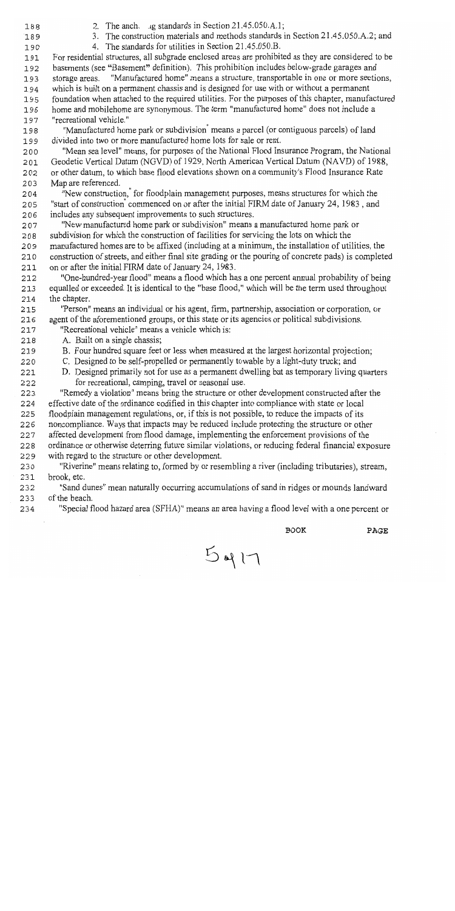2. The anchoring standards in Section 21.45.050.A.1;
3. The construction materials and methods standards in Section 21.45.050.A.2; and
4. The standards for utilities in Section 21.45.050.B.

For residential structures, all subgrade enclosed areas are prohibited as they are considered to be basements (see "Basement" definition). This prohibition includes below-grade garages and storage areas. "Manufactured home" means a structure, transportable in one or more sections, which is built on a permanent chassis and is designed for use with or without a permanent foundation when attached to the required utilities. For the purposes of this chapter, manufactured home and mobilehome are synonymous. The term "manufactured home" does not include a "recreational vehicle."

"Manufactured home park or subdivision" means a parcel (or contiguous parcels) of land divided into two or more manufactured home lots for sale or rent.

"Mean sea level" means, for purposes of the National Flood Insurance Program, the National Geodetic Vertical Datum (NGVD) of 1929, North American Vertical Datum (NAVD) of 1988, or other datum, to which base flood elevations shown on a community's Flood Insurance Rate Map are referenced.

"New construction," for floodplain management purposes, means structures for which the "start of construction" commenced on or after the initial FIRM date of January 24, 1983 , and includes any subsequent improvements to such structures.

"New manufactured home park or subdivision" means a manufactured home park or subdivision for which the construction of facilities for servicing the lots on which the manufactured homes are to be affixed (including at a minimum, the installation of utilities, the construction of streets, and either final site grading or the pouring of concrete pads) is completed on or after the initial FIRM date of January 24, 1983.

"One-hundred-year flood" means a flood which has a one percent annual probability of being equalled or exceeded. It is identical to the "base flood," which will be the term used throughout the chapter.

"Person" means an individual or his agent, firm, partnership, association or corporation, or agent of the aforementioned groups, or this state or its agencies or political subdivisions.

"Recreational vehicle" means a vehicle which is:

A. Built on a single chassis;
B. Four hundred square feet or less when measured at the largest horizontal projection;
C. Designed to be self-propelled or permanently towable by a light-duty truck; and
D. Designed primarily not for use as a permanent dwelling but as temporary living quarters for recreational, camping, travel or seasonal use.

"Remedy a violation" means bring the structure or other development constructed after the effective date of the ordinance codified in this chapter into compliance with state or local floodplain management regulations, or, if this is not possible, to reduce the impacts of its noncompliance. Ways that impacts may be reduced include protecting the structure or other affected development from flood damage, implementing the enforcement provisions of the ordinance or otherwise deterring future similar violations, or reducing federal financial exposure with regard to the structure or other development.

"Riverine" means relating to, formed by or resembling a river (including tributaries), stream, brook, etc.

"Sand dunes" mean naturally occurring accumulations of sand in ridges or mounds landward of the beach.

"Special flood hazard area (SFHA)" means an area having a flood level with a one percent or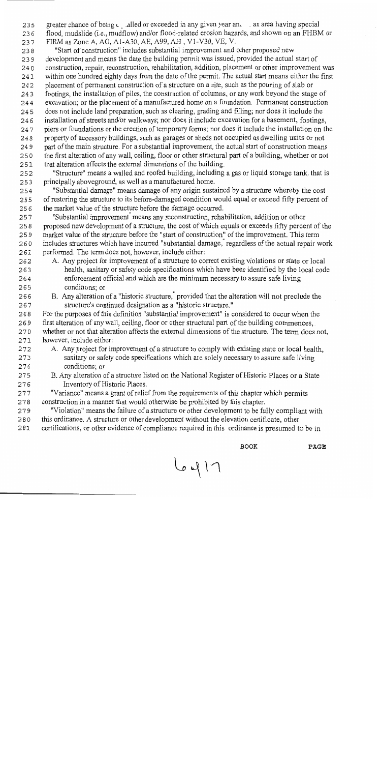greater chance of being equalled or exceeded in any given year and an area having special flood, mudslide (i.e., mudflow) and/or flood-related erosion hazards, and shown on an FHBM or FIRM as Zone A, AO, A1-A30, AE, A99, AH , V1-V30, VE, V.

"Start of construction" includes substantial improvement and other proposed new development and means the date the building permit was issued, provided the actual start of construction, repair, reconstruction, rehabilitation, addition, placement or other improvement was within one hundred eighty days from the date of the permit. The actual start means either the first placement of permanent construction of a structure on a site, such as the pouring of slab or footings, the installation of piles, the construction of columns, or any work beyond the stage of excavation; or the placement of a manufactured home on a foundation. Permanent construction does not include land preparation, such as clearing, grading and filling; nor does it include the installation of streets and/or walkways; nor does it include excavation for a basement, footings, piers or foundations or the erection of temporary forms; nor does it include the installation on the property of accessory buildings, such as garages or sheds not occupied as dwelling units or not part of the main structure. For a substantial improvement, the actual start of construction means the first alteration of any wall, ceiling, floor or other structural part of a building, whether or not that alteration affects the external dimensions of the building.

"Structure" means a walled and roofed building, including a gas or liquid storage tank, that is principally aboveground, as well as a manufactured home.

"Substantial damage" means damage of any origin sustained by a structure whereby the cost of restoring the structure to its before-damaged condition would equal or exceed fifty percent of the market value of the structure before the damage occurred.

"Substantial improvement" means any reconstruction, rehabilitation, addition or other proposed new development of a structure, the cost of which equals or exceeds fifty percent of the market value of the structure before the "start of construction" of the improvement. This term includes structures which have incurred "substantial damage," regardless of the actual repair work performed. The term does not, however, include either:

A. Any project for improvement of a structure to correct existing violations or state or local health, sanitary or safety code specifications which have been identified by the local code enforcement official and which are the minimum necessary to assure safe living conditions; or

B. Any alteration of a "historic structure," provided that the alteration will not preclude the structure's continued designation as a "historic structure."

For the purposes of this definition "substantial improvement" is considered to occur when the first alteration of any wall, ceiling, floor or other structural part of the building commences, whether or not that alteration affects the external dimensions of the structure. The term does not, however, include either:

A. Any project for improvement of a structure to comply with existing state or local health, sanitary or safety code specifications which are solely necessary to assure safe living conditions; or

B. Any alteration of a structure listed on the National Register of Historic Places or a State Inventory of Historic Places.

"Variance" means a grant of relief from the requirements of this chapter which permits construction in a manner that would otherwise be prohibited by this chapter.

"Violation" means the failure of a structure or other development to be fully compliant with this ordinance. A structure or other development without the elevation certificate, other certifications, or other evidence of compliance required in this ordinance is presumed to be in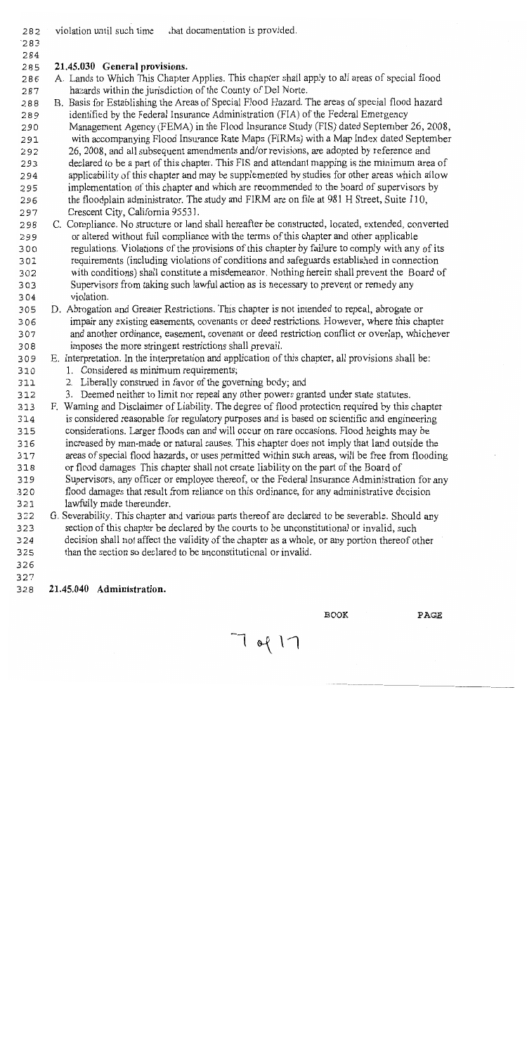violation until such time that documentation is provided.

**21.45.030 General provisions.**

A. Lands to Which This Chapter Applies. This chapter shall apply to all areas of special flood hazards within the jurisdiction of the County of Del Norte.

B. Basis for Establishing the Areas of Special Flood Hazard. The areas of special flood hazard identified by the Federal Insurance Administration (FIA) of the Federal Emergency Management Agency (FEMA) in the Flood Insurance Study (FIS) dated September 26, 2008, with accompanying Flood Insurance Rate Maps (FIRMs) with a Map Index dated September 26, 2008, and all subsequent amendments and/or revisions, are adopted by reference and declared to be a part of this chapter. This FIS and attendant mapping is the minimum area of applicability of this chapter and may be supplemented by studies for other areas which allow implementation of this chapter and which are recommended to the board of supervisors by the floodplain administrator. The study and FIRM are on file at 981 H Street, Suite 110, Crescent City, California 95531.

C. Compliance. No structure or land shall hereafter be constructed, located, extended, converted or altered without full compliance with the terms of this chapter and other applicable regulations. Violations of the provisions of this chapter by failure to comply with any of its requirements (including violations of conditions and safeguards established in connection with conditions) shall constitute a misdemeanor. Nothing herein shall prevent the Board of Supervisors from taking such lawful action as is necessary to prevent or remedy any violation.

D. Abrogation and Greater Restrictions. This chapter is not intended to repeal, abrogate or impair any existing easements, covenants or deed restrictions. However, where this chapter and another ordinance, easement, covenant or deed restriction conflict or overlap, whichever imposes the more stringent restrictions shall prevail.

E. Interpretation. In the interpretation and application of this chapter, all provisions shall be:
   1. Considered as minimum requirements;
   2. Liberally construed in favor of the governing body; and
   3. Deemed neither to limit nor repeal any other powers granted under state statutes.

F. Warning and Disclaimer of Liability. The degree of flood protection required by this chapter is considered reasonable for regulatory purposes and is based on scientific and engineering considerations. Larger floods can and will occur on rare occasions. Flood heights may be increased by man-made or natural causes. This chapter does not imply that land outside the areas of special flood hazards, or uses permitted within such areas, will be free from flooding or flood damages. This chapter shall not create liability on the part of the Board of Supervisors, any officer or employee thereof, or the Federal Insurance Administration for any flood damages that result from reliance on this ordinance, for any administrative decision lawfully made thereunder.

G. Severability. This chapter and various parts thereof are declared to be severable. Should any section of this chapter be declared by the courts to be unconstitutional or invalid, such decision shall not affect the validity of the chapter as a whole, or any portion thereof other than the section so declared to be unconstitutional or invalid.

**21.45.040 Administration.**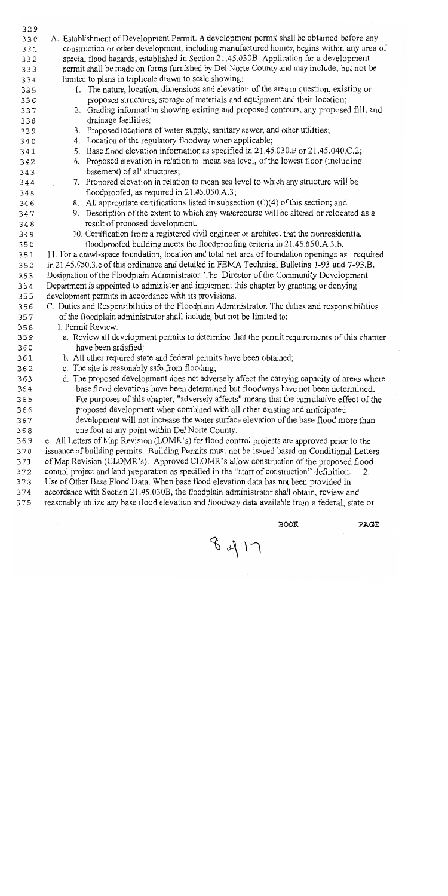A. Establishment of Development Permit. A development permit shall be obtained before any construction or other development, including manufactured homes, begins within any area of special flood hazards, established in Section 21.45.030B. Application for a development permit shall be made on forms furnished by Del Norte County and may include, but not be limited to plans in triplicate drawn to scale showing:

1. The nature, location, dimensions and elevation of the area in question, existing or proposed structures, storage of materials and equipment and their location;
2. Grading information showing existing and proposed contours, any proposed fill, and drainage facilities;
3. Proposed locations of water supply, sanitary sewer, and other utilities;
4. Location of the regulatory floodway when applicable;
5. Base flood elevation information as specified in 21.45.030.B or 21.45.040.C.2;
6. Proposed elevation in relation to mean sea level, of the lowest floor (including basement) of all structures;
7. Proposed elevation in relation to mean sea level to which any structure will be floodproofed, as required in 21.45.050.A.3;
8. All appropriate certifications listed in subsection (C)(4) of this section; and
9. Description of the extent to which any watercourse will be altered or relocated as a result of proposed development.
10. Certification from a registered civil engineer or architect that the nonresidential floodproofed building meets the floodproofing criteria in 21.45.050.A 3.b.

11. For a crawl-space foundation, location and total net area of foundation openings as required in 21.45.050.3.c of this ordinance and detailed in FEMA Technical Bulletins 1-93 and 7-93.B. Designation of the Floodplain Administrator. The Director of the Community Development Department is appointed to administer and implement this chapter by granting or denying development permits in accordance with its provisions.

C. Duties and Responsibilities of the Floodplain Administrator. The duties and responsibilities of the floodplain administrator shall include, but not be limited to:

1. Permit Review.
   a. Review all development permits to determine that the permit requirements of this chapter have been satisfied;
   b. All other required state and federal permits have been obtained;
   c. The site is reasonably safe from flooding;
   d. The proposed development does not adversely affect the carrying capacity of areas where base flood elevations have been determined but floodways have not been determined. For purposes of this chapter, "adversely affects" means that the cumulative effect of the proposed development when combined with all other existing and anticipated development will not increase the water surface elevation of the base flood more than one foot at any point within Del Norte County.

e. All Letters of Map Revision (LOMR's) for flood control projects are approved prior to the issuance of building permits. Building Permits must not be issued based on Conditional Letters of Map Revision (CLOMR's). Approved CLOMR's allow construction of the proposed flood control project and land preparation as specified in the "start of construction" definition. 2. Use of Other Base Flood Data. When base flood elevation data has not been provided in accordance with Section 21.45.030B, the floodplain administrator shall obtain, review and reasonably utilize any base flood elevation and floodway data available from a federal, state or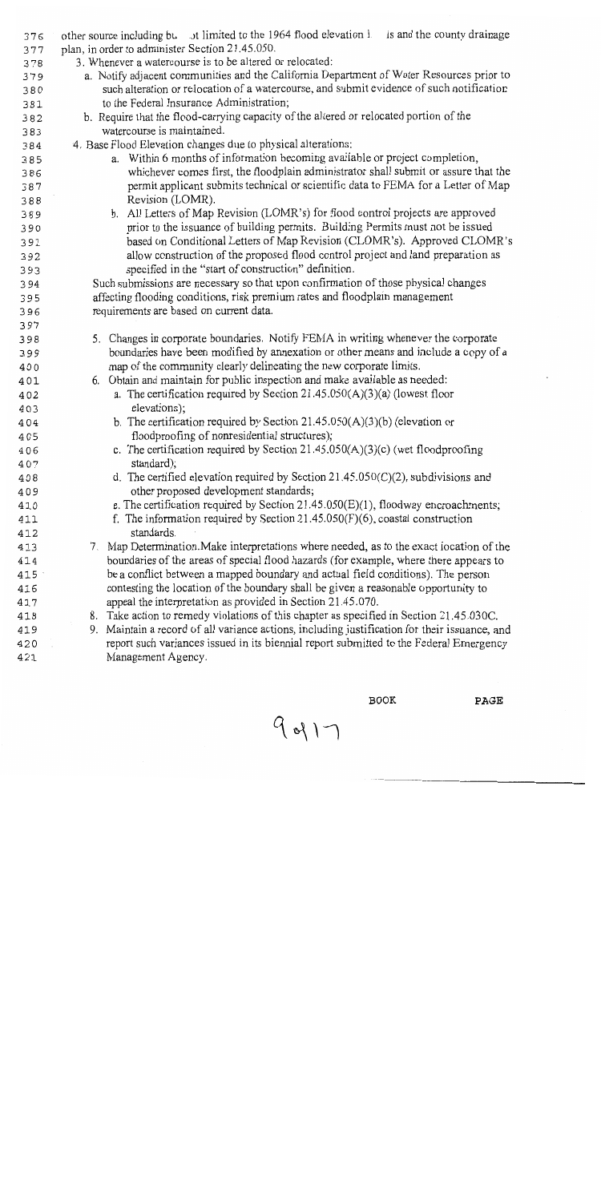other source including but not limited to the 1964 flood elevation lines and the county drainage plan, in order to administer Section 21.45.050.

3. Whenever a watercourse is to be altered or relocated:
   a. Notify adjacent communities and the California Department of Water Resources prior to such alteration or relocation of a watercourse, and submit evidence of such notification to the Federal Insurance Administration;
   b. Require that the flood-carrying capacity of the altered or relocated portion of the watercourse is maintained.
4. Base Flood Elevation changes due to physical alterations:
   a. Within 6 months of information becoming available or project completion, whichever comes first, the floodplain administrator shall submit or assure that the permit applicant submits technical or scientific data to FEMA for a Letter of Map Revision (LOMR).
   b. All Letters of Map Revision (LOMR's) for flood control projects are approved prior to the issuance of building permits. Building Permits must not be issued based on Conditional Letters of Map Revision (CLOMR's). Approved CLOMR's allow construction of the proposed flood control project and land preparation as specified in the "start of construction" definition.

   Such submissions are necessary so that upon confirmation of those physical changes affecting flooding conditions, risk premium rates and floodplain management requirements are based on current data.

5. Changes in corporate boundaries. Notify FEMA in writing whenever the corporate boundaries have been modified by annexation or other means and include a copy of a map of the community clearly delineating the new corporate limits.
6. Obtain and maintain for public inspection and make available as needed:
   a. The certification required by Section 21.45.050(A)(3)(a) (lowest floor elevations);
   b. The certification required by Section 21.45.050(A)(3)(b) (elevation or floodproofing of nonresidential structures);
   c. The certification required by Section 21.45.050(A)(3)(c) (wet floodproofing standard);
   d. The certified elevation required by Section 21.45.050(C)(2), subdivisions and other proposed development standards;
   e. The certification required by Section 21.45.050(E)(1), floodway encroachments;
   f. The information required by Section 21.45.050(F)(6), coastal construction standards.
7. Map Determination. Make interpretations where needed, as to the exact location of the boundaries of the areas of special flood hazards (for example, where there appears to be a conflict between a mapped boundary and actual field conditions). The person contesting the location of the boundary shall be given a reasonable opportunity to appeal the interpretation as provided in Section 21.45.070.
8. Take action to remedy violations of this chapter as specified in Section 21.45.030C.
9. Maintain a record of all variance actions, including justification for their issuance, and report such variances issued in its biennial report submitted to the Federal Emergency Management Agency.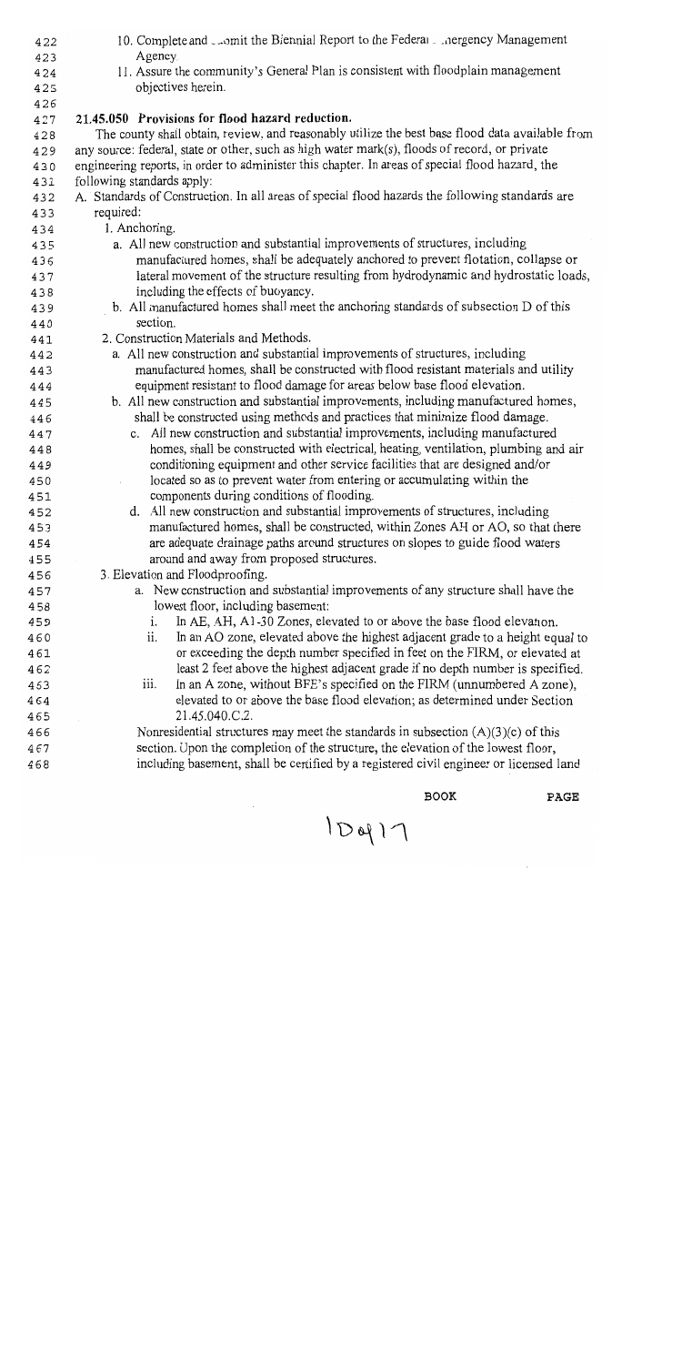10. Complete and submit the Biennial Report to the Federal Emergency Management Agency.

11. Assure the community's General Plan is consistent with floodplain management objectives herein.

## 21.45.050 Provisions for flood hazard reduction.

The county shall obtain, review, and reasonably utilize the best base flood data available from any source: federal, state or other, such as high water mark(s), floods of record, or private engineering reports, in order to administer this chapter. In areas of special flood hazard, the following standards apply:

A. Standards of Construction. In all areas of special flood hazards the following standards are required:

1. Anchoring.
   a. All new construction and substantial improvements of structures, including manufactured homes, shall be adequately anchored to prevent flotation, collapse or lateral movement of the structure resulting from hydrodynamic and hydrostatic loads, including the effects of buoyancy.
   b. All manufactured homes shall meet the anchoring standards of subsection D of this section.

2. Construction Materials and Methods.
   a. All new construction and substantial improvements of structures, including manufactured homes, shall be constructed with flood resistant materials and utility equipment resistant to flood damage for areas below base flood elevation.
   b. All new construction and substantial improvements, including manufactured homes, shall be constructed using methods and practices that minimize flood damage.
   c. All new construction and substantial improvements, including manufactured homes, shall be constructed with electrical, heating, ventilation, plumbing and air conditioning equipment and other service facilities that are designed and/or located so as to prevent water from entering or accumulating within the components during conditions of flooding.
   d. All new construction and substantial improvements of structures, including manufactured homes, shall be constructed, within Zones AH or AO, so that there are adequate drainage paths around structures on slopes to guide flood waters around and away from proposed structures.

3. Elevation and Floodproofing.
   a. New construction and substantial improvements of any structure shall have the lowest floor, including basement:
      i. In AE, AH, A1-30 Zones, elevated to or above the base flood elevation.
      ii. In an AO zone, elevated above the highest adjacent grade to a height equal to or exceeding the depth number specified in feet on the FIRM, or elevated at least 2 feet above the highest adjacent grade if no depth number is specified.
      iii. In an A zone, without BFE's specified on the FIRM (unnumbered A zone), elevated to or above the base flood elevation; as determined under Section 21.45.040.C.2.

   Nonresidential structures may meet the standards in subsection (A)(3)(c) of this section. Upon the completion of the structure, the elevation of the lowest floor, including basement, shall be certified by a registered civil engineer or licensed land

BOOK PAGE

10917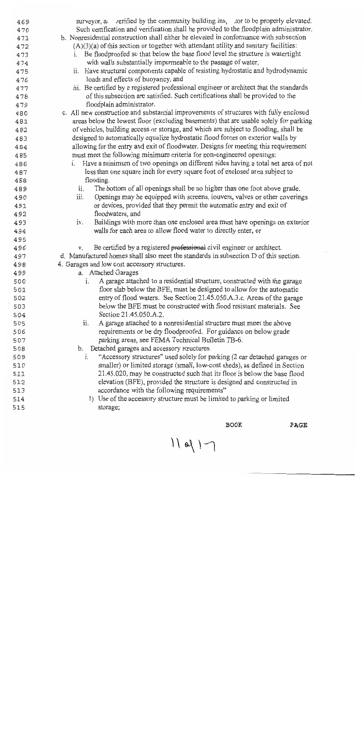surveyor, a: /erified by the community building ins, tor to be properly elevated. Such certification and verification shall be provided to the floodplain administrator.

b. Nonresidential construction shall either be elevated in conformance with subsection (A)(3)(a) of this section or together with attendant utility and sanitary facilities:
   i. Be floodproofed so that below the base flood level the structure is watertight with walls substantially impermeable to the passage of water,
   ii. Have structural components capable of resisting hydrostatic and hydrodynamic loads and effects of buoyancy, and
   iii. Be certified by a registered professional engineer or architect that the standards of this subsection are satisfied. Such certifications shall be provided to the floodplain administrator.

c. All new construction and substantial improvements of structures with fully enclosed areas below the lowest floor (excluding basements) that are usable solely for parking of vehicles, building access or storage, and which are subject to flooding, shall be designed to automatically equalize hydrostatic flood forces on exterior walls by allowing for the entry and exit of floodwater. Designs for meeting this requirement must meet the following minimum criteria for non-engineered openings:
   i. Have a minimum of two openings on different sides having a total net area of not less than one square inch for every square foot of enclosed area subject to flooding.
   ii. The bottom of all openings shall be no higher than one foot above grade.
   iii. Openings may be equipped with screens, louvers, valves or other coverings or devices, provided that they permit the automatic entry and exit of floodwaters, and
   iv. Buildings with more than one enclosed area must have openings on exterior walls for each area to allow flood water to directly enter, or

   v. Be certified by a registered ~~professional~~ civil engineer or architect.

d. Manufactured homes shall also meet the standards in subsection D of this section.

4. Garages and low cost accessory structures.
   a. Attached Garages
      i. A garage attached to a residential structure, constructed with the garage floor slab below the BFE, must be designed to allow for the automatic entry of flood waters. See Section 21.45.050.A.3.c. Areas of the garage below the BFE must be constructed with flood resistant materials. See Section 21.45.050.A.2.
      ii. A garage attached to a nonresidential structure must meet the above requirements or be dry floodproofed. For guidance on below grade parking areas, see FEMA Technical Bulletin TB-6.
   b. Detached garages and accessory structures.
      i. "Accessory structures" used solely for parking (2 car detached garages or smaller) or limited storage (small, low-cost sheds), as defined in Section 21.45.020, may be constructed such that its floor is below the base flood elevation (BFE), provided the structure is designed and constructed in accordance with the following requirements"
         1) Use of the accessory structure must be limited to parking or limited storage;

BOOK PAGE

11 of 17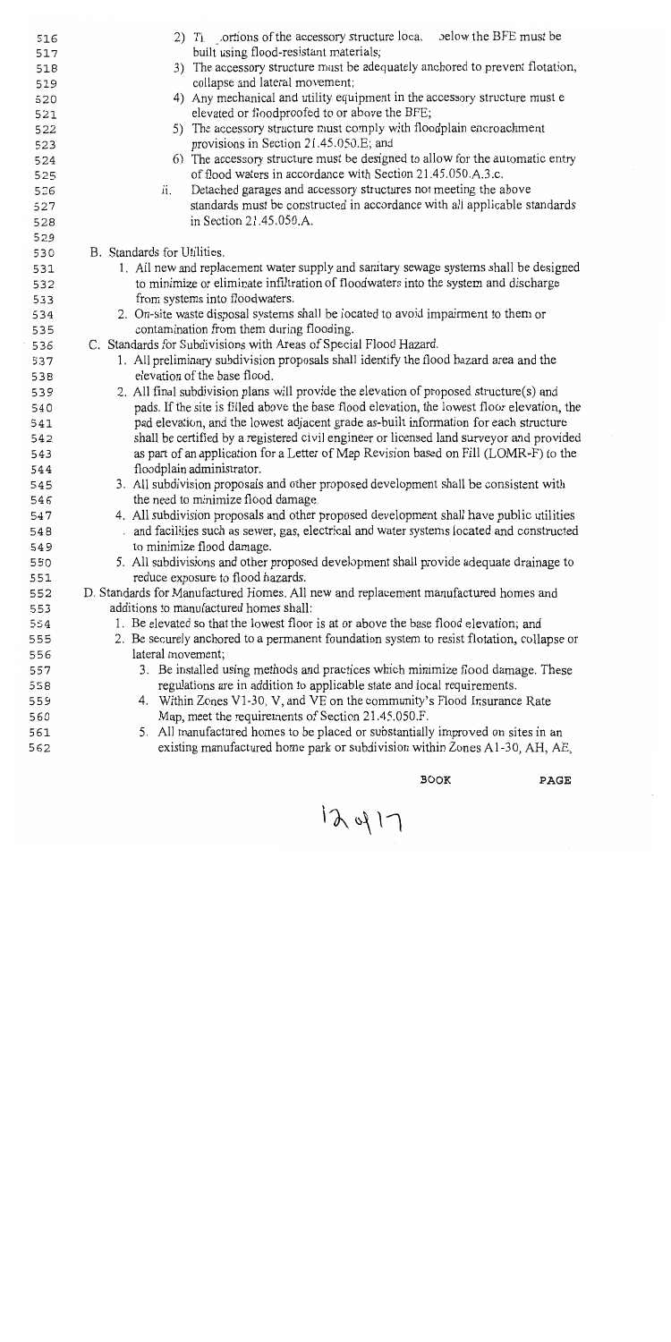2) The portions of the accessory structure located below the BFE must be built using flood-resistant materials;

3) The accessory structure must be adequately anchored to prevent flotation, collapse and lateral movement;

4) Any mechanical and utility equipment in the accessory structure must be elevated or floodproofed to or above the BFE;

5) The accessory structure must comply with floodplain encroachment provisions in Section 21.45.050.E; and

6) The accessory structure must be designed to allow for the automatic entry of flood waters in accordance with Section 21.45.050.A.3.c.

ii. Detached garages and accessory structures not meeting the above standards must be constructed in accordance with all applicable standards in Section 21.45.050.A.

B. Standards for Utilities.

1. All new and replacement water supply and sanitary sewage systems shall be designed to minimize or eliminate infiltration of floodwaters into the system and discharge from systems into floodwaters.
2. On-site waste disposal systems shall be located to avoid impairment to them or contamination from them during flooding.

C. Standards for Subdivisions with Areas of Special Flood Hazard.

1. All preliminary subdivision proposals shall identify the flood hazard area and the elevation of the base flood.
2. All final subdivision plans will provide the elevation of proposed structure(s) and pads. If the site is filled above the base flood elevation, the lowest floor elevation, the pad elevation, and the lowest adjacent grade as-built information for each structure shall be certified by a registered civil engineer or licensed land surveyor and provided as part of an application for a Letter of Map Revision based on Fill (LOMR-F) to the floodplain administrator.
3. All subdivision proposals and other proposed development shall be consistent with the need to minimize flood damage.
4. All subdivision proposals and other proposed development shall have public utilities and facilities such as sewer, gas, electrical and water systems located and constructed to minimize flood damage.
5. All subdivisions and other proposed development shall provide adequate drainage to reduce exposure to flood hazards.

D. Standards for Manufactured Homes. All new and replacement manufactured homes and additions to manufactured homes shall:

1. Be elevated so that the lowest floor is at or above the base flood elevation; and
2. Be securely anchored to a permanent foundation system to resist flotation, collapse or lateral movement;
3. Be installed using methods and practices which minimize flood damage. These regulations are in addition to applicable state and local requirements.
4. Within Zones V1-30, V, and VE on the community's Flood Insurance Rate Map, meet the requirements of Section 21.45.050.F.
5. All manufactured homes to be placed or substantially improved on sites in an existing manufactured home park or subdivision within Zones A1-30, AH, AE,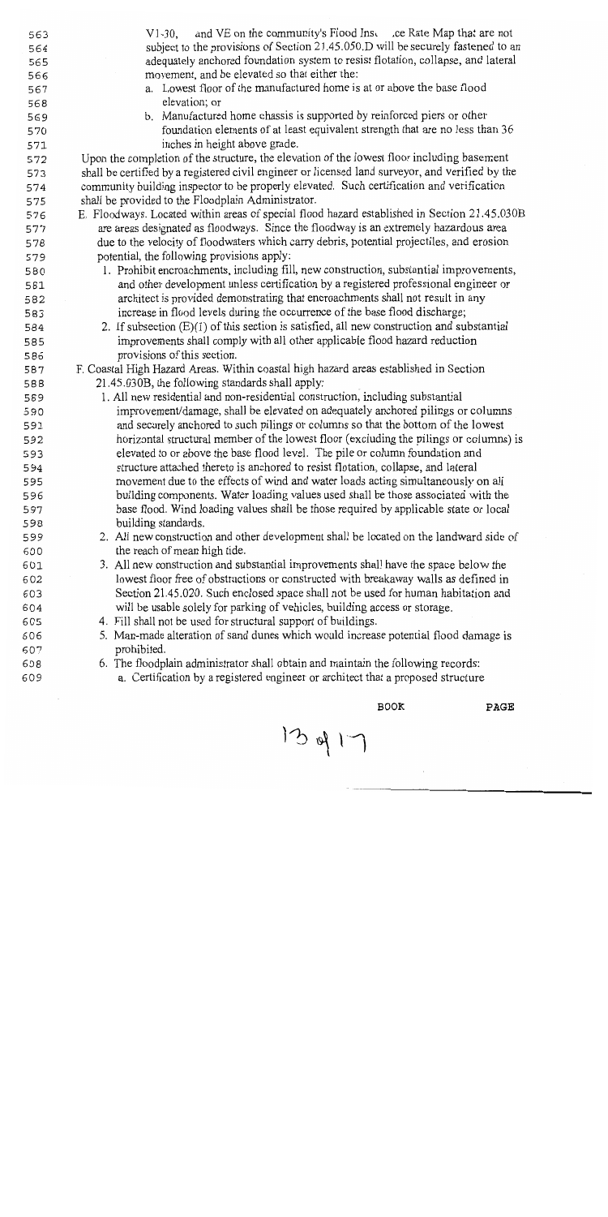V1-30, and VE on the community's Flood Insurance Rate Map that are not subject to the provisions of Section 21.45.050.D will be securely fastened to an adequately anchored foundation system to resist flotation, collapse, and lateral movement, and be elevated so that either the:

a. Lowest floor of the manufactured home is at or above the base flood elevation; or

b. Manufactured home chassis is supported by reinforced piers or other foundation elements of at least equivalent strength that are no less than 36 inches in height above grade.

Upon the completion of the structure, the elevation of the lowest floor including basement shall be certified by a registered civil engineer or licensed land surveyor, and verified by the community building inspector to be properly elevated. Such certification and verification shall be provided to the Floodplain Administrator.

E. Floodways. Located within areas of special flood hazard established in Section 21.45.030B are areas designated as floodways. Since the floodway is an extremely hazardous area due to the velocity of floodwaters which carry debris, potential projectiles, and erosion potential, the following provisions apply:

1. Prohibit encroachments, including fill, new construction, substantial improvements, and other development unless certification by a registered professional engineer or architect is provided demonstrating that encroachments shall not result in any increase in flood levels during the occurrence of the base flood discharge;

2. If subsection (E)(1) of this section is satisfied, all new construction and substantial improvements shall comply with all other applicable flood hazard reduction provisions of this section.

F. Coastal High Hazard Areas. Within coastal high hazard areas established in Section 21.45.030B, the following standards shall apply:

1. All new residential and non-residential construction, including substantial improvement/damage, shall be elevated on adequately anchored pilings or columns and securely anchored to such pilings or columns so that the bottom of the lowest horizontal structural member of the lowest floor (excluding the pilings or columns) is elevated to or above the base flood level. The pile or column foundation and structure attached thereto is anchored to resist flotation, collapse, and lateral movement due to the effects of wind and water loads acting simultaneously on all building components. Water loading values used shall be those associated with the base flood. Wind loading values shall be those required by applicable state or local building standards.

2. All new construction and other development shall be located on the landward side of the reach of mean high tide.

3. All new construction and substantial improvements shall have the space below the lowest floor free of obstructions or constructed with breakaway walls as defined in Section 21.45.020. Such enclosed space shall not be used for human habitation and will be usable solely for parking of vehicles, building access or storage.

4. Fill shall not be used for structural support of buildings.

5. Man-made alteration of sand dunes which would increase potential flood damage is prohibited.

6. The floodplain administrator shall obtain and maintain the following records:

a. Certification by a registered engineer or architect that a proposed structure

BOOK PAGE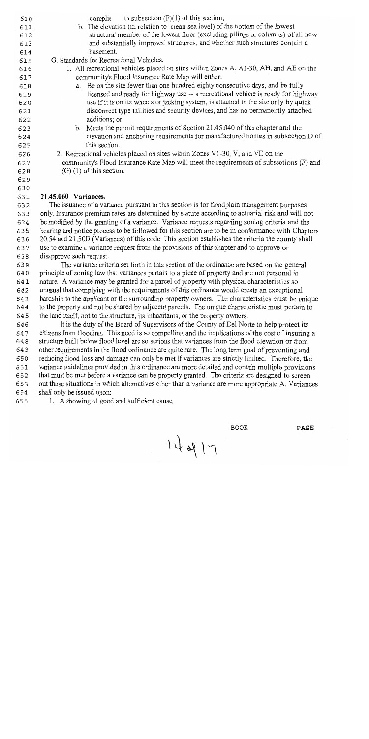complies with subsection (F)(1) of this section;

b. The elevation (in relation to mean sea level) of the bottom of the lowest structural member of the lowest floor (excluding pilings or columns) of all new and substantially improved structures, and whether such structures contain a basement.

G. Standards for Recreational Vehicles.

1. All recreational vehicles placed on sites within Zones A, A1-30, AH, and AE on the community's Flood Insurance Rate Map will either:

   a. Be on the site fewer than one hundred eighty consecutive days, and be fully licensed and ready for highway use -- a recreational vehicle is ready for highway use if it is on its wheels or jacking system, is attached to the site only by quick disconnect type utilities and security devices, and has no permanently attached additions; or

   b. Meets the permit requirements of Section 21.45.040 of this chapter and the elevation and anchoring requirements for manufactured homes in subsection D of this section.

2. Recreational vehicles placed on sites within Zones V1-30, V, and VE on the community's Flood Insurance Rate Map will meet the requirements of subsections (F) and (G) (1) of this section.

### 21.45.060 Variances.

The issuance of a variance pursuant to this section is for floodplain management purposes only. Insurance premium rates are determined by statute according to actuarial risk and will not be modified by the granting of a variance. Variance requests regarding zoning criteria and the hearing and notice process to be followed for this section are to be in conformance with Chapters 20.54 and 21.50D (Variances) of this code. This section establishes the criteria the county shall use to examine a variance request from the provisions of this chapter and to approve or disapprove such request.

The variance criteria set forth in this section of the ordinance are based on the general principle of zoning law that variances pertain to a piece of property and are not personal in nature. A variance may be granted for a parcel of property with physical characteristics so unusual that complying with the requirements of this ordinance would create an exceptional hardship to the applicant or the surrounding property owners. The characteristics must be unique to the property and not be shared by adjacent parcels. The unique characteristic must pertain to the land itself, not to the structure, its inhabitants, or the property owners.

It is the duty of the Board of Supervisors of the County of Del Norte to help protect its citizens from flooding. This need is so compelling and the implications of the cost of insuring a structure built below flood level are so serious that variances from the flood elevation or from other requirements in the flood ordinance are quite rare. The long term goal of preventing and reducing flood loss and damage can only be met if variances are strictly limited. Therefore, the variance guidelines provided in this ordinance are more detailed and contain multiple provisions that must be met before a variance can be property granted. The criteria are designed to screen out those situations in which alternatives other than a variance are more appropriate.A. Variances shall only be issued upon:

1. A showing of good and sufficient cause;

BOOK PAGE

14 of 17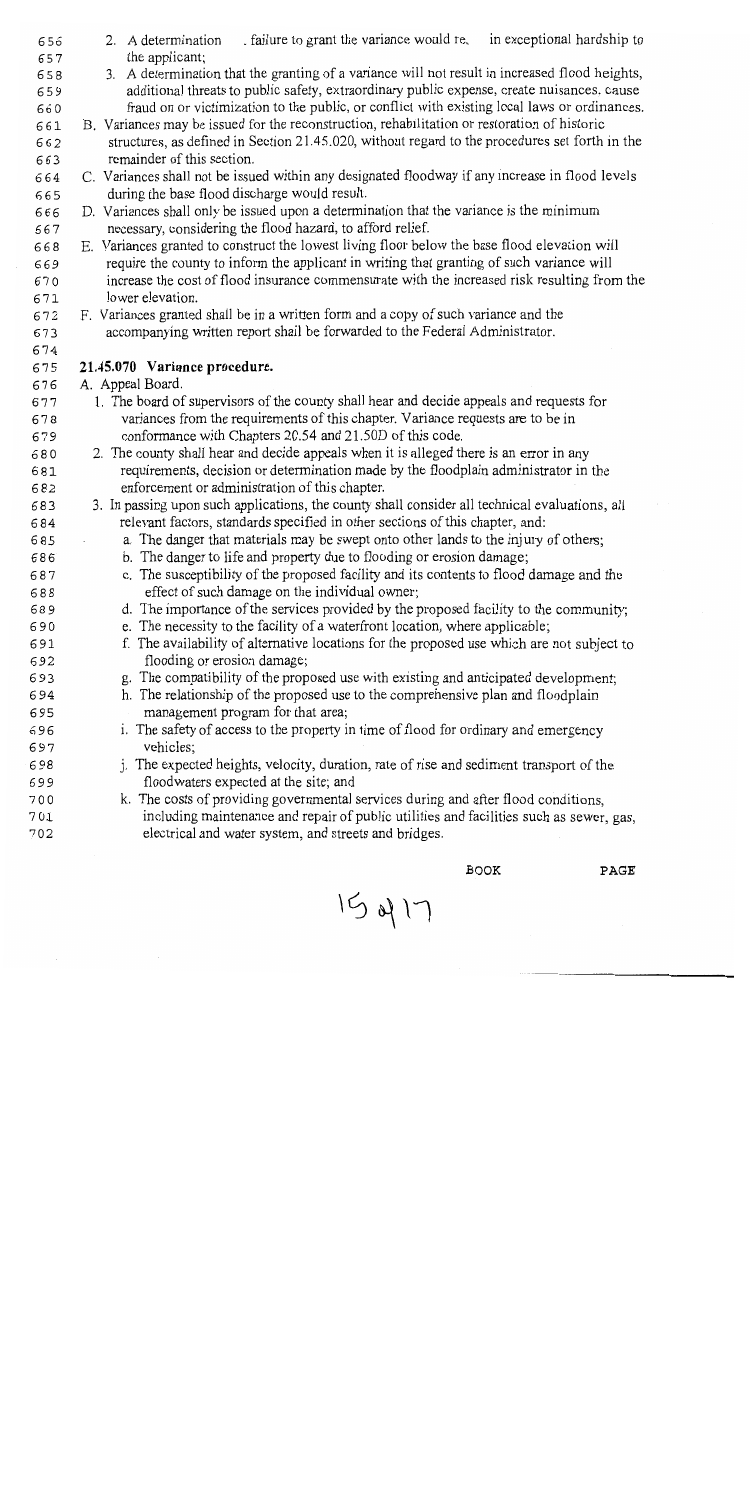2. A determination . failure to grant the variance would re. in exceptional hardship to the applicant;
3. A determination that the granting of a variance will not result in increased flood heights, additional threats to public safety, extraordinary public expense, create nuisances. cause fraud on or victimization to the public, or conflict with existing local laws or ordinances.

B. Variances may be issued for the reconstruction, rehabilitation or restoration of historic structures, as defined in Section 21.45.020, without regard to the procedures set forth in the remainder of this section.

C. Variances shall not be issued within any designated floodway if any increase in flood levels during the base flood discharge would result.

D. Variances shall only be issued upon a determination that the variance is the minimum necessary, considering the flood hazard, to afford relief.

E. Variances granted to construct the lowest living floor below the base flood elevation will require the county to inform the applicant in writing that granting of such variance will increase the cost of flood insurance commensurate with the increased risk resulting from the lower elevation.

F. Variances granted shall be in a written form and a copy of such variance and the accompanying written report shall be forwarded to the Federal Administrator.

## 21.45.070 Variance procedure.

A. Appeal Board.

1. The board of supervisors of the county shall hear and decide appeals and requests for variances from the requirements of this chapter. Variance requests are to be in conformance with Chapters 20.54 and 21.50D of this code.
2. The county shall hear and decide appeals when it is alleged there is an error in any requirements, decision or determination made by the floodplain administrator in the enforcement or administration of this chapter.
3. In passing upon such applications, the county shall consider all technical evaluations, all relevant factors, standards specified in other sections of this chapter, and:
   a. The danger that materials may be swept onto other lands to the injury of others;
   b. The danger to life and property due to flooding or erosion damage;
   c. The susceptibility of the proposed facility and its contents to flood damage and the effect of such damage on the individual owner;
   d. The importance of the services provided by the proposed facility to the community;
   e. The necessity to the facility of a waterfront location, where applicable;
   f. The availability of alternative locations for the proposed use which are not subject to flooding or erosion damage;
   g. The compatibility of the proposed use with existing and anticipated development;
   h. The relationship of the proposed use to the comprehensive plan and floodplain management program for that area;
   i. The safety of access to the property in time of flood for ordinary and emergency vehicles;
   j. The expected heights, velocity, duration, rate of rise and sediment transport of the floodwaters expected at the site; and
   k. The costs of providing governmental services during and after flood conditions, including maintenance and repair of public utilities and facilities such as sewer, gas, electrical and water system, and streets and bridges.

BOOK PAGE

15 of 17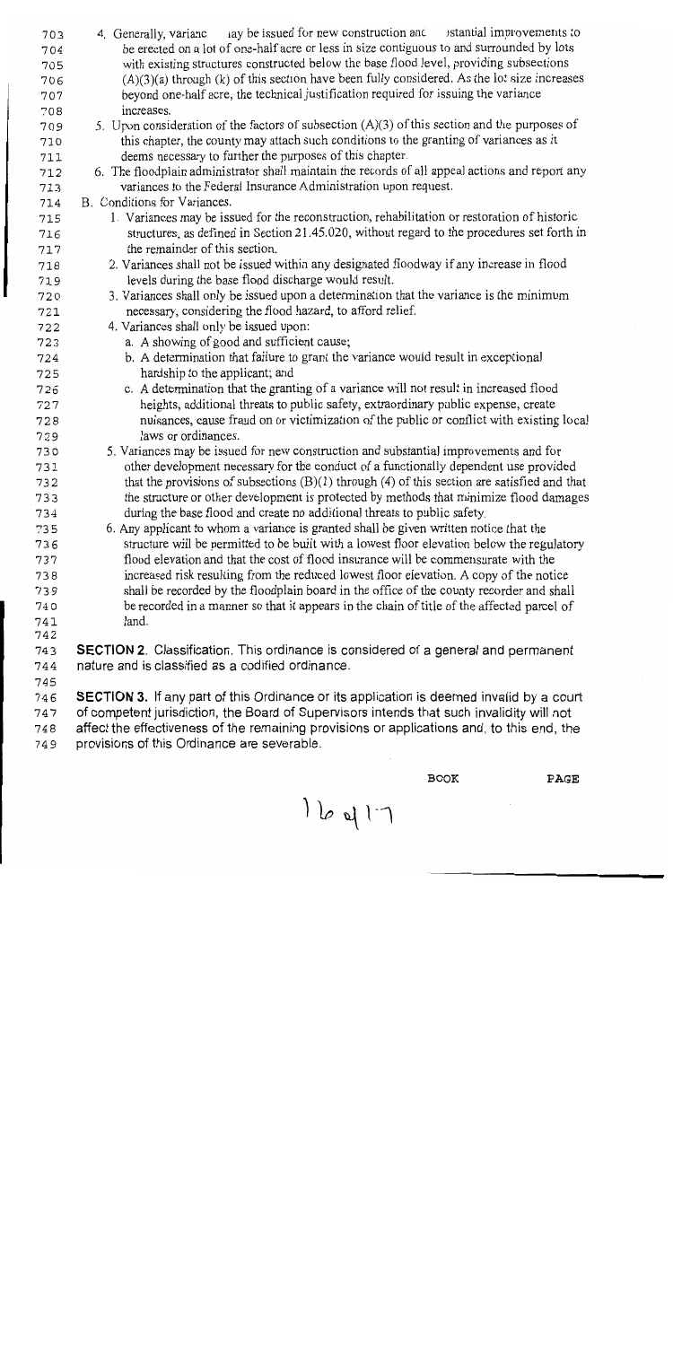4. Generally, varianc ay be issued for new construction anc stantial improvements to be erected on a lot of one-half acre or less in size contiguous to and surrounded by lots with existing structures constructed below the base flood level, providing subsections (A)(3)(a) through (k) of this section have been fully considered. As the lot size increases beyond one-half acre, the technical justification required for issuing the variance increases.
5. Upon consideration of the factors of subsection (A)(3) of this section and the purposes of this chapter, the county may attach such conditions to the granting of variances as it deems necessary to further the purposes of this chapter.
6. The floodplain administrator shall maintain the records of all appeal actions and report any variances to the Federal Insurance Administration upon request.

B. Conditions for Variances.

1. Variances may be issued for the reconstruction, rehabilitation or restoration of historic structures, as defined in Section 21.45.020, without regard to the procedures set forth in the remainder of this section.
2. Variances shall not be issued within any designated floodway if any increase in flood levels during the base flood discharge would result.
3. Variances shall only be issued upon a determination that the variance is the minimum necessary, considering the flood hazard, to afford relief.
4. Variances shall only be issued upon:
   a. A showing of good and sufficient cause;
   b. A determination that failure to grant the variance would result in exceptional hardship to the applicant; and
   c. A determination that the granting of a variance will not result in increased flood heights, additional threats to public safety, extraordinary public expense, create nuisances, cause fraud on or victimization of the public or conflict with existing local laws or ordinances.
5. Variances may be issued for new construction and substantial improvements and for other development necessary for the conduct of a functionally dependent use provided that the provisions of subsections (B)(1) through (4) of this section are satisfied and that the structure or other development is protected by methods that minimize flood damages during the base flood and create no additional threats to public safety.
6. Any applicant to whom a variance is granted shall be given written notice that the structure will be permitted to be built with a lowest floor elevation below the regulatory flood elevation and that the cost of flood insurance will be commensurate with the increased risk resulting from the reduced lowest floor elevation. A copy of the notice shall be recorded by the floodplain board in the office of the county recorder and shall be recorded in a manner so that it appears in the chain of title of the affected parcel of land.

**SECTION 2.** Classification. This ordinance is considered of a general and permanent nature and is classified as a codified ordinance.

**SECTION 3.** If any part of this Ordinance or its application is deemed invalid by a court of competent jurisdiction, the Board of Supervisors intends that such invalidity will not affect the effectiveness of the remaining provisions or applications and, to this end, the provisions of this Ordinance are severable.

BOOK PAGE

16 of 17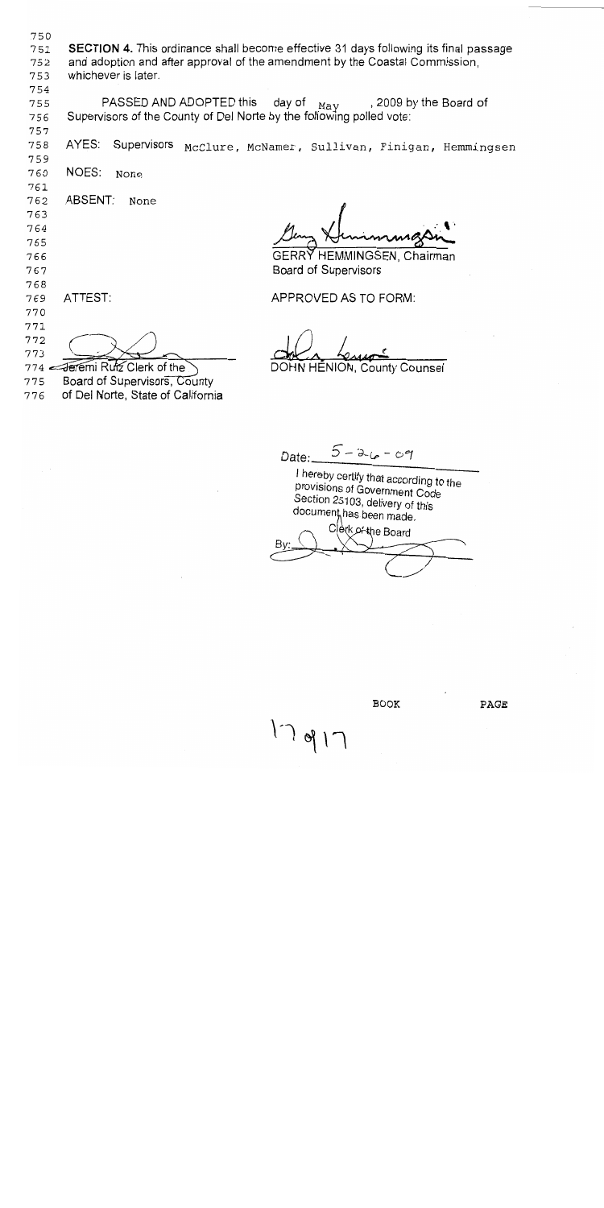**SECTION 4.** This ordinance shall become effective 31 days following its final passage and adoption and after approval of the amendment by the Coastal Commission, whichever is later.

PASSED AND ADOPTED this day of May , 2009 by the Board of Supervisors of the County of Del Norte by the following polled vote:

AYES: Supervisors McClure, McNamer, Sullivan, Finigan, Hemmingsen

NOES: None

ABSENT: None

GERRY HEMMINGSEN, Chairman
Board of Supervisors

ATTEST:

Jeremi Ruiz Clerk of the Board of Supervisors, County of Del Norte, State of California

APPROVED AS TO FORM:

DOHN HENION, County Counsel

Date: 5-26-09

I hereby certify that according to the provisions of Government Code Section 25103, delivery of this document has been made.

Clerk of the Board

By:

BOOK PAGE

17 of 17